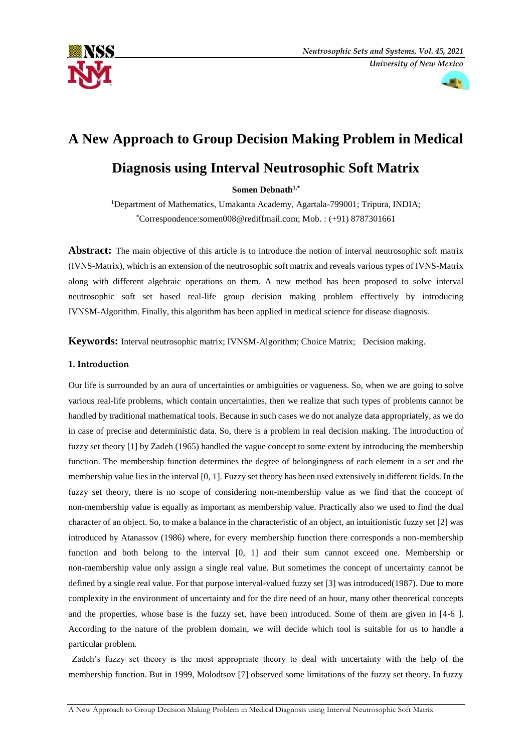# A New Approach to Group Decision Making Problem in Medical Diagnosis using Interval Neutrosophic Soft Matrix

**Somen Debnath[1,*]**

[1]Department of Mathematics, Umakanta Academy, Agartala-799001; Tripura, INDIA;
[*]Correspondence:somen008@rediffmail.com; Mob. : (+91) 8787301661

**Abstract:** The main objective of this article is to introduce the notion of interval neutrosophic soft matrix (IVNS-Matrix), which is an extension of the neutrosophic soft matrix and reveals various types of IVNS-Matrix along with different algebraic operations on them. A new method has been proposed to solve interval neutrosophic soft set based real-life group decision making problem effectively by introducing IVNSM-Algorithm. Finally, this algorithm has been applied in medical science for disease diagnosis.

**Keywords:** Interval neutrosophic matrix; IVNSM-Algorithm; Choice Matrix; Decision making.

## 1. Introduction

Our life is surrounded by an aura of uncertainties or ambiguities or vagueness. So, when we are going to solve various real-life problems, which contain uncertainties, then we realize that such types of problems cannot be handled by traditional mathematical tools. Because in such cases we do not analyze data appropriately, as we do in case of precise and deterministic data. So, there is a problem in real decision making. The introduction of fuzzy set theory [1] by Zadeh (1965) handled the vague concept to some extent by introducing the membership function. The membership function determines the degree of belongingness of each element in a set and the membership value lies in the interval [0, 1]. Fuzzy set theory has been used extensively in different fields. In the fuzzy set theory, there is no scope of considering non-membership value as we find that the concept of non-membership value is equally as important as membership value. Practically also we used to find the dual character of an object. So, to make a balance in the characteristic of an object, an intuitionistic fuzzy set [2] was introduced by Atanassov (1986) where, for every membership function there corresponds a non-membership function and both belong to the interval [0, 1] and their sum cannot exceed one. Membership or non-membership value only assign a single real value. But sometimes the concept of uncertainty cannot be defined by a single real value. For that purpose interval-valued fuzzy set [3] was introduced(1987). Due to more complexity in the environment of uncertainty and for the dire need of an hour, many other theoretical concepts and the properties, whose base is the fuzzy set, have been introduced. Some of them are given in [4-6 ]. According to the nature of the problem domain, we will decide which tool is suitable for us to handle a particular problem.

Zadeh's fuzzy set theory is the most appropriate theory to deal with uncertainty with the help of the membership function. But in 1999, Molodtsov [7] observed some limitations of the fuzzy set theory. In fuzzy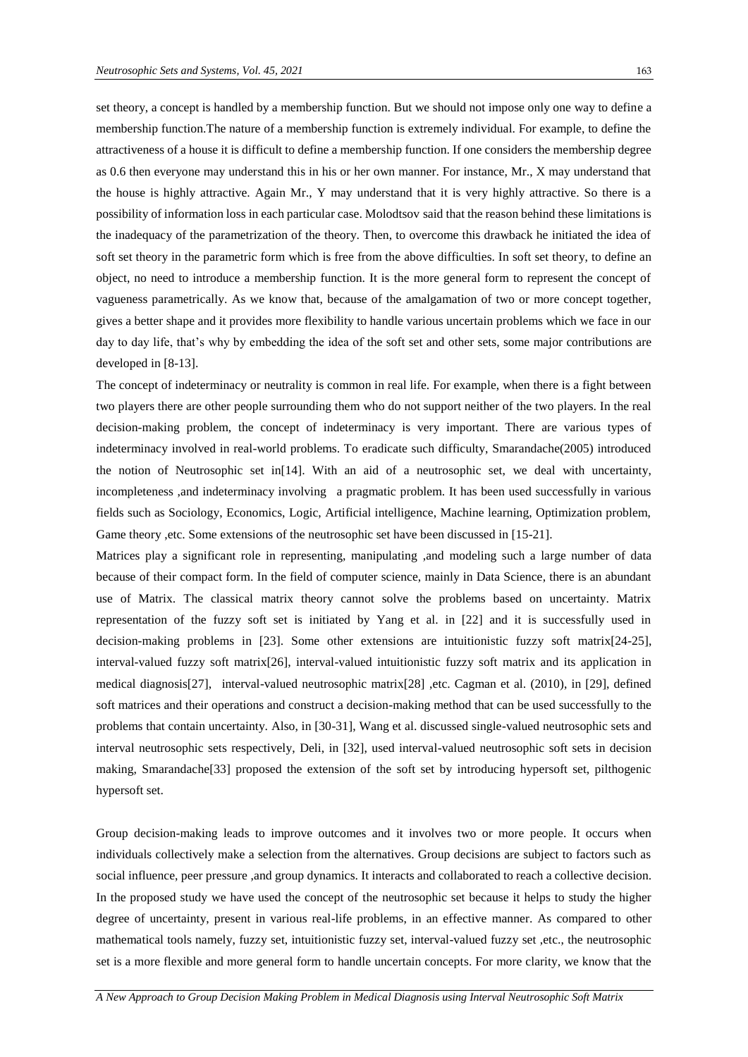set theory, a concept is handled by a membership function. But we should not impose only one way to define a membership function.The nature of a membership function is extremely individual. For example, to define the attractiveness of a house it is difficult to define a membership function. If one considers the membership degree as 0.6 then everyone may understand this in his or her own manner. For instance, Mr., X may understand that the house is highly attractive. Again Mr., Y may understand that it is very highly attractive. So there is a possibility of information loss in each particular case. Molodtsov said that the reason behind these limitations is the inadequacy of the parametrization of the theory. Then, to overcome this drawback he initiated the idea of soft set theory in the parametric form which is free from the above difficulties. In soft set theory, to define an object, no need to introduce a membership function. It is the more general form to represent the concept of vagueness parametrically. As we know that, because of the amalgamation of two or more concept together, gives a better shape and it provides more flexibility to handle various uncertain problems which we face in our day to day life, that's why by embedding the idea of the soft set and other sets, some major contributions are developed in [8-13].

The concept of indeterminacy or neutrality is common in real life. For example, when there is a fight between two players there are other people surrounding them who do not support neither of the two players. In the real decision-making problem, the concept of indeterminacy is very important. There are various types of indeterminacy involved in real-world problems. To eradicate such difficulty, Smarandache(2005) introduced the notion of Neutrosophic set in[14]. With an aid of a neutrosophic set, we deal with uncertainty, incompleteness ,and indeterminacy involving a pragmatic problem. It has been used successfully in various fields such as Sociology, Economics, Logic, Artificial intelligence, Machine learning, Optimization problem, Game theory ,etc. Some extensions of the neutrosophic set have been discussed in [15-21].

Matrices play a significant role in representing, manipulating ,and modeling such a large number of data because of their compact form. In the field of computer science, mainly in Data Science, there is an abundant use of Matrix. The classical matrix theory cannot solve the problems based on uncertainty. Matrix representation of the fuzzy soft set is initiated by Yang et al. in [22] and it is successfully used in decision-making problems in [23]. Some other extensions are intuitionistic fuzzy soft matrix[24-25], interval-valued fuzzy soft matrix[26], interval-valued intuitionistic fuzzy soft matrix and its application in medical diagnosis[27], interval-valued neutrosophic matrix[28] ,etc. Cagman et al. (2010), in [29], defined soft matrices and their operations and construct a decision-making method that can be used successfully to the problems that contain uncertainty. Also, in [30-31], Wang et al. discussed single-valued neutrosophic sets and interval neutrosophic sets respectively, Deli, in [32], used interval-valued neutrosophic soft sets in decision making, Smarandache[33] proposed the extension of the soft set by introducing hypersoft set, pilthogenic hypersoft set.

Group decision-making leads to improve outcomes and it involves two or more people. It occurs when individuals collectively make a selection from the alternatives. Group decisions are subject to factors such as social influence, peer pressure ,and group dynamics. It interacts and collaborated to reach a collective decision. In the proposed study we have used the concept of the neutrosophic set because it helps to study the higher degree of uncertainty, present in various real-life problems, in an effective manner. As compared to other mathematical tools namely, fuzzy set, intuitionistic fuzzy set, interval-valued fuzzy set ,etc., the neutrosophic set is a more flexible and more general form to handle uncertain concepts. For more clarity, we know that the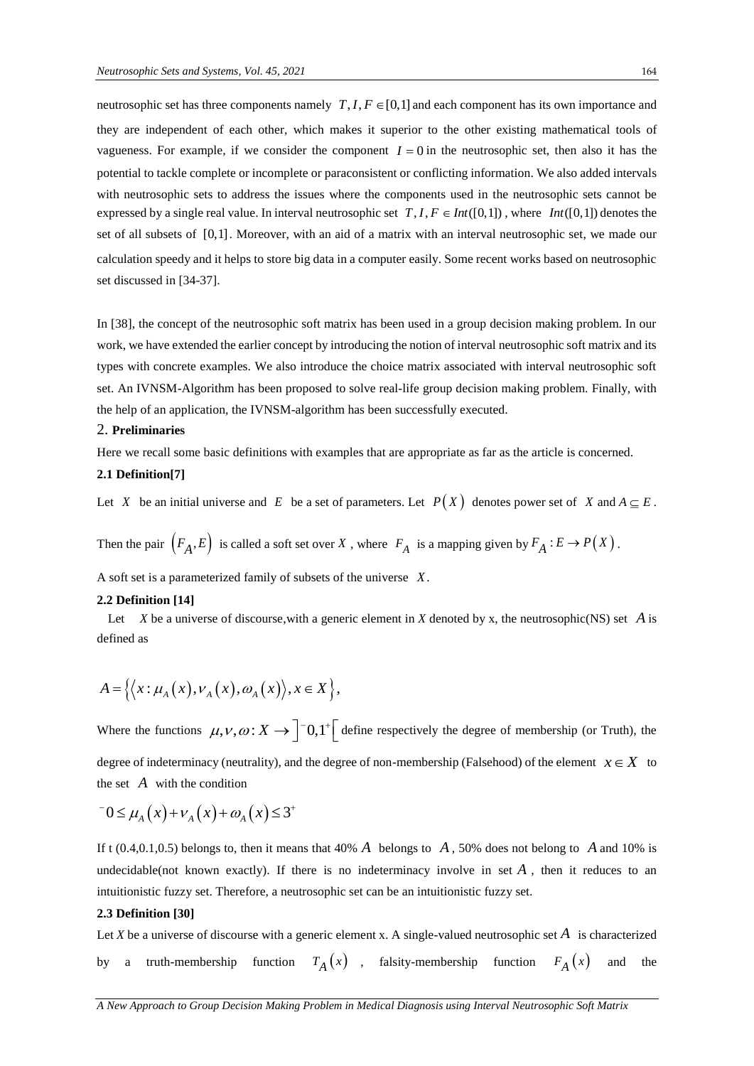neutrosophic set has three components namely $T, I, F \in [0,1]$ and each component has its own importance and they are independent of each other, which makes it superior to the other existing mathematical tools of vagueness. For example, if we consider the component $I = 0$ in the neutrosophic set, then also it has the potential to tackle complete or incomplete or paraconsistent or conflicting information. We also added intervals with neutrosophic sets to address the issues where the components used in the neutrosophic sets cannot be expressed by a single real value. In interval neutrosophic set $T, I, F \in Int([0,1])$, where $Int([0,1])$ denotes the set of all subsets of $[0,1]$. Moreover, with an aid of a matrix with an interval neutrosophic set, we made our calculation speedy and it helps to store big data in a computer easily. Some recent works based on neutrosophic set discussed in [34-37].

In [38], the concept of the neutrosophic soft matrix has been used in a group decision making problem. In our work, we have extended the earlier concept by introducing the notion of interval neutrosophic soft matrix and its types with concrete examples. We also introduce the choice matrix associated with interval neutrosophic soft set. An IVNSM-Algorithm has been proposed to solve real-life group decision making problem. Finally, with the help of an application, the IVNSM-algorithm has been successfully executed.

## 2. Preliminaries

Here we recall some basic definitions with examples that are appropriate as far as the article is concerned.

**2.1 Definition[7]**

Let $X$ be an initial universe and $E$ be a set of parameters. Let $P(X)$ denotes power set of $X$ and $A \subseteq E$.

Then the pair $(F_A, E)$ is called a soft set over $X$, where $F_A$ is a mapping given by $F_A : E \to P(X)$.

A soft set is a parameterized family of subsets of the universe $X$.

**2.2 Definition [14]**

Let $X$ be a universe of discourse,with a generic element in $X$ denoted by x, the neutrosophic(NS) set $A$ is defined as

$$A = \{\langle x : \mu_A(x), \nu_A(x), \omega_A(x) \rangle, x \in X\},$$

Where the functions $\mu, \nu, \omega : X \to ]^{-}0,1^{+}[$ define respectively the degree of membership (or Truth), the degree of indeterminacy (neutrality), and the degree of non-membership (Falsehood) of the element $x \in X$ to the set $A$ with the condition

$$^{-}0 \leq \mu_A(x) + \nu_A(x) + \omega_A(x) \leq 3^{+}$$

If t (0.4,0.1,0.5) belongs to, then it means that 40% $A$ belongs to $A$, 50% does not belong to $A$ and 10% is undecidable(not known exactly). If there is no indeterminacy involve in set $A$, then it reduces to an intuitionistic fuzzy set. Therefore, a neutrosophic set can be an intuitionistic fuzzy set.

**2.3 Definition [30]**

Let $X$ be a universe of discourse with a generic element x. A single-valued neutrosophic set $A$ is characterized by a truth-membership function $T_A(x)$, falsity-membership function $F_A(x)$ and the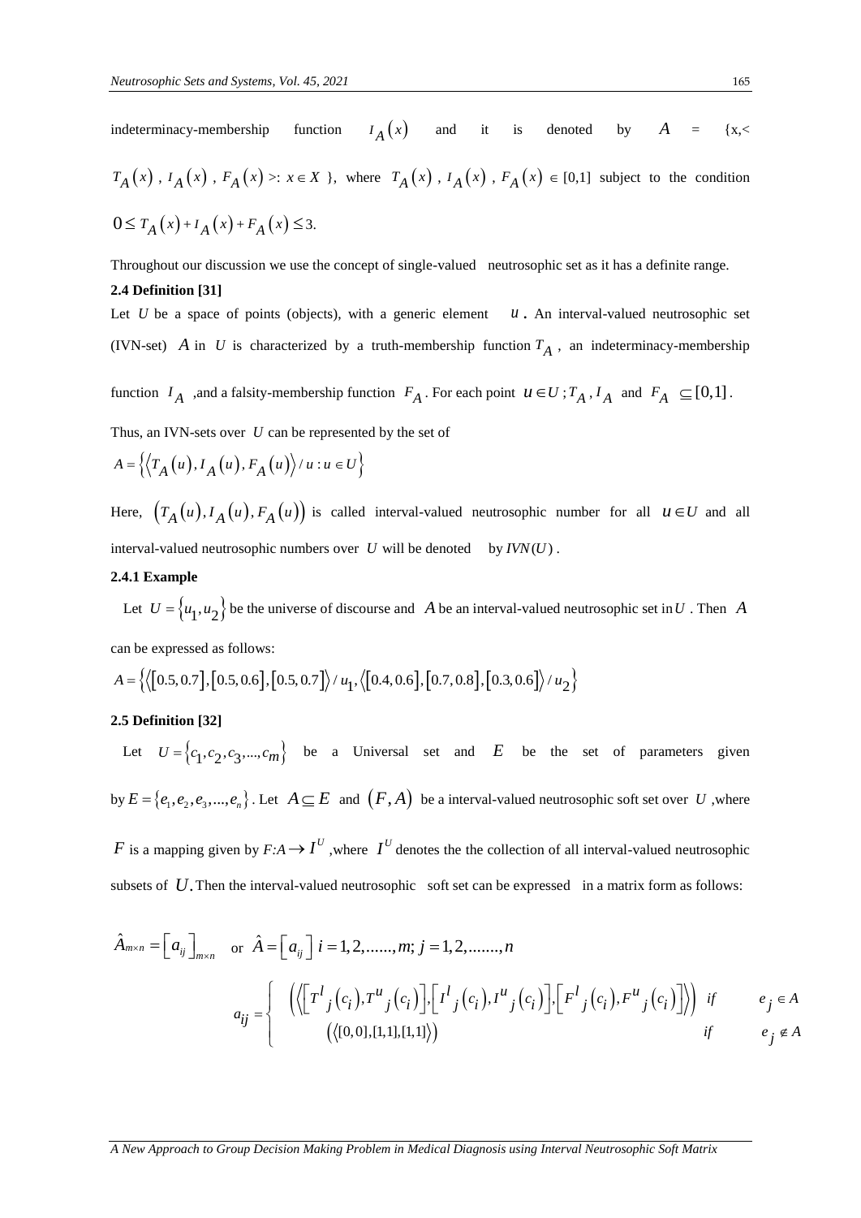indeterminacy-membership function $I_A(x)$ and it is denoted by $A$ = {x,< $T_A(x)$ , $I_A(x)$ , $F_A(x)$ >: $x \in X$ }, where $T_A(x)$ , $I_A(x)$ , $F_A(x)$ $\in$ [0,1] subject to the condition $0 \le T_A(x) + I_A(x) + F_A(x) \le 3$.

Throughout our discussion we use the concept of single-valued neutrosophic set as it has a definite range.

**2.4 Definition [31]**

Let $U$ be a space of points (objects), with a generic element $u$. An interval-valued neutrosophic set (IVN-set) $A$ in $U$ is characterized by a truth-membership function $T_A$, an indeterminacy-membership function $I_A$ ,and a falsity-membership function $F_A$. For each point $u \in U$ ; $T_A, I_A$ and $F_A \subseteq [0,1]$.

Thus, an IVN-sets over $U$ can be represented by the set of

$$A = \left\{ \left\langle T_A(u), I_A(u), F_A(u) \right\rangle / u : u \in U \right\}$$

Here, $\left(T_A(u), I_A(u), F_A(u)\right)$ is called interval-valued neutrosophic number for all $u \in U$ and all interval-valued neutrosophic numbers over $U$ will be denoted by $IVN(U)$.

**2.4.1 Example**

Let $U = \{u_1, u_2\}$ be the universe of discourse and $A$ be an interval-valued neutrosophic set in $U$. Then $A$ can be expressed as follows:

$$A = \left\{ \left\langle [0.5, 0.7], [0.5, 0.6], [0.5, 0.7] \right\rangle / u_1, \left\langle [0.4, 0.6], [0.7, 0.8], [0.3, 0.6] \right\rangle / u_2 \right\}$$

**2.5 Definition [32]**

Let $U = \{c_1, c_2, c_3, ..., c_m\}$ be a Universal set and $E$ be the set of parameters given by $E = \{e_1, e_2, e_3, ..., e_n\}$. Let $A \subseteq E$ and $(F, A)$ be a interval-valued neutrosophic soft set over $U$ ,where $F$ is a mapping given by $F{:}A \to I^U$ ,where $I^U$ denotes the the collection of all interval-valued neutrosophic subsets of $U$. Then the interval-valued neutrosophic soft set can be expressed in a matrix form as follows:

$$\hat{A}_{m \times n} = \left[a_{ij}\right]_{m \times n} \quad \text{or} \quad \hat{A} = \left[a_{ij}\right] \; i = 1, 2, ......, m; \; j = 1, 2, ......., n$$

$$a_{ij} = \begin{cases} \left(\left\langle \left[T^l{}_j(c_i), T^u{}_j(c_i)\right], \left[I^l{}_j(c_i), I^u{}_j(c_i)\right], \left[F^l{}_j(c_i), F^u{}_j(c_i)\right] \right\rangle\right) & if \quad e_j \in A \\ \left(\left\langle [0,0],[1,1],[1,1] \right\rangle\right) & if \quad e_j \notin A \end{cases}$$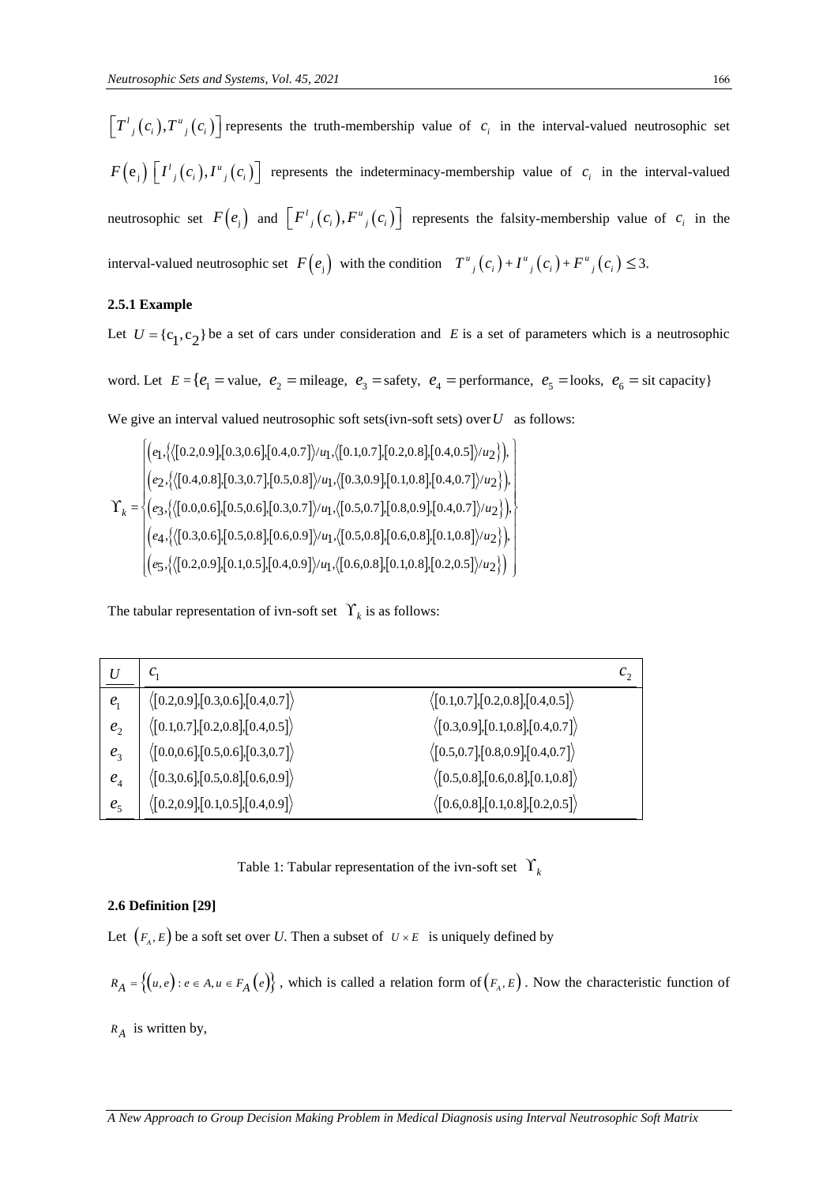$\left[T^l{}_j(c_i), T^u{}_j(c_i)\right]$ represents the truth-membership value of $c_i$ in the interval-valued neutrosophic set $F(e_j)$ $\left[I^l{}_j(c_i), I^u{}_j(c_i)\right]$ represents the indeterminacy-membership value of $c_i$ in the interval-valued neutrosophic set $F(e_j)$ and $\left[F^l{}_j(c_i), F^u{}_j(c_i)\right]$ represents the falsity-membership value of $c_i$ in the interval-valued neutrosophic set $F(e_j)$ with the condition $T^u{}_j(c_i) + I^u{}_j(c_i) + F^u{}_j(c_i) \leq 3.$

### 2.5.1 Example

Let $U = \{c_1, c_2\}$ be a set of cars under consideration and $E$ is a set of parameters which is a neutrosophic word. Let $E = \{e_1 = \text{value},\ e_2 = \text{mileage},\ e_3 = \text{safety},\ e_4 = \text{performance},\ e_5 = \text{looks},\ e_6 = \text{sit capacity}\}$

We give an interval valued neutrosophic soft sets(ivn-soft sets) over $U$ as follows:

$$\Upsilon_k = \left\{ \begin{array}{l} \left(e_1, \left\{\langle[0.2,0.9],[0.3,0.6],[0.4,0.7]\rangle/u_1, \langle[0.1,0.7],[0.2,0.8],[0.4,0.5]\rangle/u_2\right\}\right), \\ \left(e_2, \left\{\langle[0.4,0.8],[0.3,0.7],[0.5,0.8]\rangle/u_1, \langle[0.3,0.9],[0.1,0.8],[0.4,0.7]\rangle/u_2\right\}\right), \\ \left(e_3, \left\{\langle[0.0,0.6],[0.5,0.6],[0.3,0.7]\rangle/u_1, \langle[0.5,0.7],[0.8,0.9],[0.4,0.7]\rangle/u_2\right\}\right), \\ \left(e_4, \left\{\langle[0.3,0.6],[0.5,0.8],[0.6,0.9]\rangle/u_1, \langle[0.5,0.8],[0.6,0.8],[0.1,0.8]\rangle/u_2\right\}\right), \\ \left(e_5, \left\{\langle[0.2,0.9],[0.1,0.5],[0.4,0.9]\rangle/u_1, \langle[0.6,0.8],[0.1,0.8],[0.2,0.5]\rangle/u_2\right\}\right) \end{array} \right\}$$

The tabular representation of ivn-soft set $\Upsilon_k$ is as follows:

| $U$ | $c_1$ | $c_2$ |
|---|---|---|
| $e_1$ | $\langle[0.2,0.9],[0.3,0.6],[0.4,0.7]\rangle$ | $\langle[0.1,0.7],[0.2,0.8],[0.4,0.5]\rangle$ |
| $e_2$ | $\langle[0.1,0.7],[0.2,0.8],[0.4,0.5]\rangle$ | $\langle[0.3,0.9],[0.1,0.8],[0.4,0.7]\rangle$ |
| $e_3$ | $\langle[0.0,0.6],[0.5,0.6],[0.3,0.7]\rangle$ | $\langle[0.5,0.7],[0.8,0.9],[0.4,0.7]\rangle$ |
| $e_4$ | $\langle[0.3,0.6],[0.5,0.8],[0.6,0.9]\rangle$ | $\langle[0.5,0.8],[0.6,0.8],[0.1,0.8]\rangle$ |
| $e_5$ | $\langle[0.2,0.9],[0.1,0.5],[0.4,0.9]\rangle$ | $\langle[0.6,0.8],[0.1,0.8],[0.2,0.5]\rangle$ |

Table 1: Tabular representation of the ivn-soft set $\Upsilon_k$

### 2.6 Definition [29]

Let $(F_A, E)$ be a soft set over *U*. Then a subset of $U \times E$ is uniquely defined by

$R_A = \{(u,e) : e \in A, u \in F_A(e)\}$, which is called a relation form of $(F_A, E)$. Now the characteristic function of $R_A$ is written by,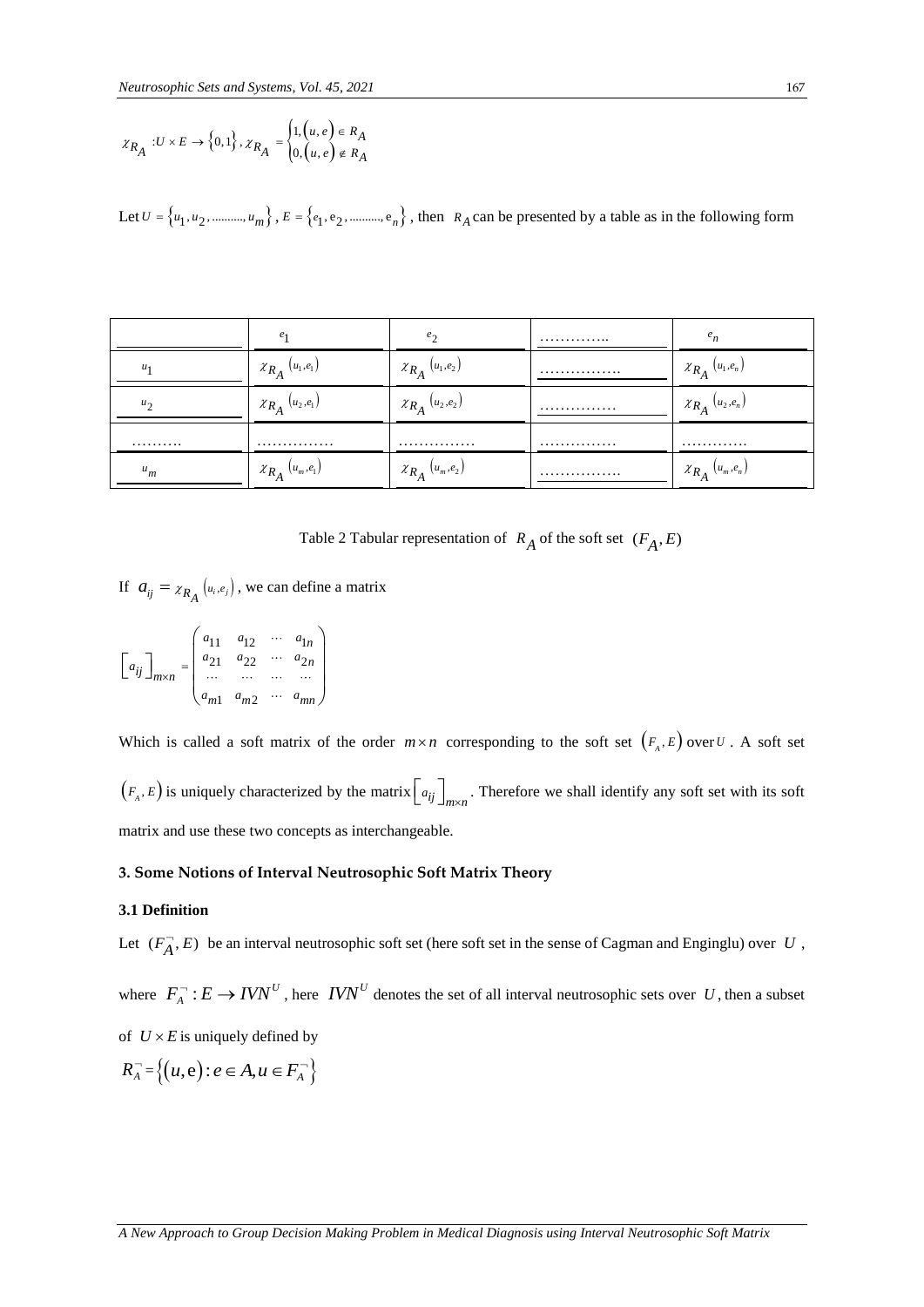$$\chi_{R_A} : U \times E \to \{0,1\}, \chi_{R_A} = \begin{cases} 1, (u,e) \in R_A \\ 0, (u,e) \notin R_A \end{cases}$$

Let $U = \{u_1, u_2, .........., u_m\}$, $E = \{e_1, e_2, .........., e_n\}$, then $R_A$ can be presented by a table as in the following form

| | $e_1$ | $e_2$ | ………….. | $e_n$ |
|---|---|---|---|---|
| $u_1$ | $\chi_{R_A}(u_1,e_1)$ | $\chi_{R_A}(u_1,e_2)$ | ……………. | $\chi_{R_A}(u_1,e_n)$ |
| $u_2$ | $\chi_{R_A}(u_2,e_1)$ | $\chi_{R_A}(u_2,e_2)$ | …………… | $\chi_{R_A}(u_2,e_n)$ |
| ………. | …………… | …………… | …………… | ………… |
| $u_m$ | $\chi_{R_A}(u_m,e_1)$ | $\chi_{R_A}(u_m,e_2)$ | ……………. | $\chi_{R_A}(u_m,e_n)$ |

Table 2 Tabular representation of $R_A$ of the soft set $(F_A, E)$

If $a_{ij} = \chi_{R_A}(u_i,e_j)$, we can define a matrix

$$\left[a_{ij}\right]_{m\times n} = \begin{pmatrix} a_{11} & a_{12} & \cdots & a_{1n} \\ a_{21} & a_{22} & \cdots & a_{2n} \\ \cdots & \cdots & \cdots & \cdots \\ a_{m1} & a_{m2} & \cdots & a_{mn} \end{pmatrix}$$

Which is called a soft matrix of the order $m \times n$ corresponding to the soft set $(F_A, E)$ over $U$. A soft set $(F_A, E)$ is uniquely characterized by the matrix $\left[a_{ij}\right]_{m\times n}$. Therefore we shall identify any soft set with its soft matrix and use these two concepts as interchangeable.

### 3. Some Notions of Interval Neutrosophic Soft Matrix Theory

#### 3.1 Definition

Let $(F_A^{\neg}, E)$ be an interval neutrosophic soft set (here soft set in the sense of Cagman and Enginglu) over $U$, where $F_A^{\neg} : E \to IVN^U$, here $IVN^U$ denotes the set of all interval neutrosophic sets over $U$, then a subset of $U \times E$ is uniquely defined by

$$R_A^{\neg} = \left\{(u, e) : e \in A, u \in F_A^{\neg}\right\}$$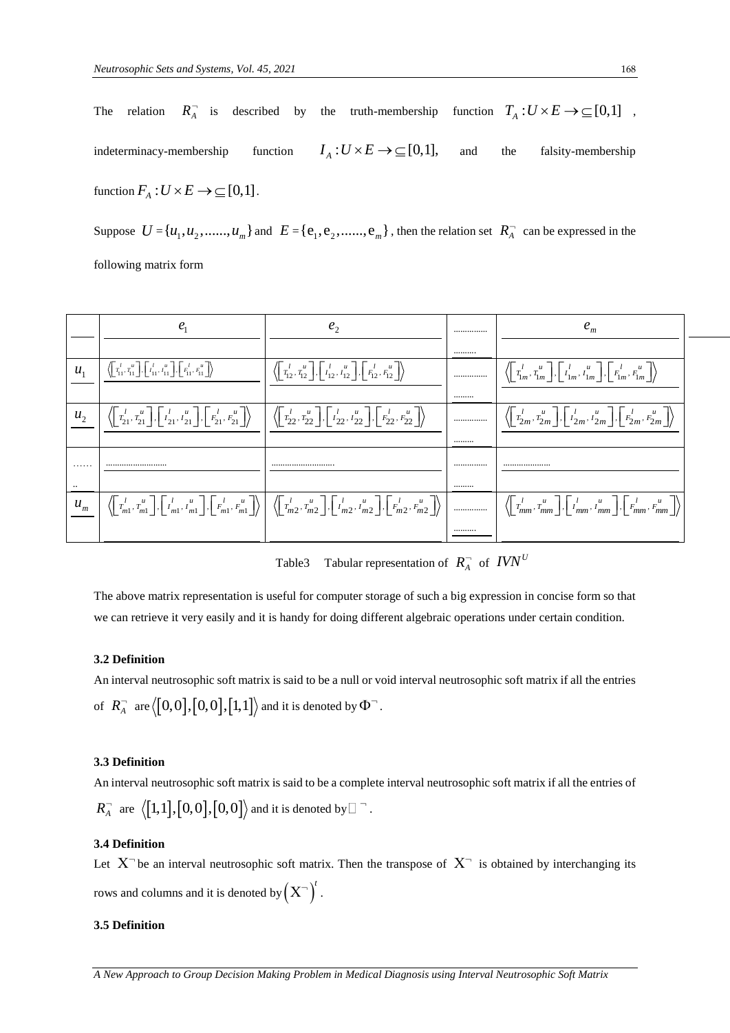The relation $R_A^{\neg}$ is described by the truth-membership function $T_A : U \times E \rightarrow \subseteq [0,1]$, indeterminacy-membership function $I_A : U \times E \rightarrow \subseteq [0,1]$, and the falsity-membership function $F_A : U \times E \rightarrow \subseteq [0,1]$.

Suppose $U = \{u_1, u_2, ......, u_m\}$ and $E = \{e_1, e_2, ......, e_m\}$, then the relation set $R_A^{\neg}$ can be expressed in the following matrix form

| | $e_1$ | $e_2$ | .............. | $e_m$ |
|---|---|---|---|---|
| $u_1$ | $\left\langle \left[T_{11}^l, T_{11}^u\right], \left[I_{11}^l, I_{11}^u\right], \left[F_{11}^l, F_{11}^u\right] \right\rangle$ | $\left\langle \left[T_{12}^l, T_{12}^u\right], \left[I_{12}^l, I_{12}^u\right], \left[F_{12}^l, F_{12}^u\right] \right\rangle$ | .............. | $\left\langle \left[T_{1m}^l, T_{1m}^u\right], \left[I_{1m}^l, I_{1m}^u\right], \left[F_{1m}^l, F_{1m}^u\right] \right\rangle$ |
| $u_2$ | $\left\langle \left[T_{21}^l, T_{21}^u\right], \left[I_{21}^l, I_{21}^u\right], \left[F_{21}^l, F_{21}^u\right] \right\rangle$ | $\left\langle \left[T_{22}^l, T_{22}^u\right], \left[I_{22}^l, I_{22}^u\right], \left[F_{22}^l, F_{22}^u\right] \right\rangle$ | .............. | $\left\langle \left[T_{2m}^l, T_{2m}^u\right], \left[I_{2m}^l, I_{2m}^u\right], \left[F_{2m}^l, F_{2m}^u\right] \right\rangle$ |
| ........ | ........................... | ........................... | .............. | .................... |
| $u_m$ | $\left\langle \left[T_{m1}^l, T_{m1}^u\right], \left[I_{m1}^l, I_{m1}^u\right], \left[F_{m1}^l, F_{m1}^u\right] \right\rangle$ | $\left\langle \left[T_{m2}^l, T_{m2}^u\right], \left[I_{m2}^l, I_{m2}^u\right], \left[F_{m2}^l, F_{m2}^u\right] \right\rangle$ | .............. | $\left\langle \left[T_{mm}^l, T_{mm}^u\right], \left[I_{mm}^l, I_{mm}^u\right], \left[F_{mm}^l, F_{mm}^u\right] \right\rangle$ |

Table3 Tabular representation of $R_A^{\neg}$ of $IVN^U$

The above matrix representation is useful for computer storage of such a big expression in concise form so that we can retrieve it very easily and it is handy for doing different algebraic operations under certain condition.

### 3.2 Definition

An interval neutrosophic soft matrix is said to be a null or void interval neutrosophic soft matrix if all the entries of $R_A^{\neg}$ are $\langle [0,0], [0,0], [1,1] \rangle$ and it is denoted by $\Phi^{\neg}$.

### 3.3 Definition

An interval neutrosophic soft matrix is said to be a complete interval neutrosophic soft matrix if all the entries of $R_A^{\neg}$ are $\langle [1,1], [0,0], [0,0] \rangle$ and it is denoted by $\square^{\neg}$.

### 3.4 Definition

Let $X^{\neg}$ be an interval neutrosophic soft matrix. Then the transpose of $X^{\neg}$ is obtained by interchanging its rows and columns and it is denoted by $\left(X^{\neg}\right)^t$.

### 3.5 Definition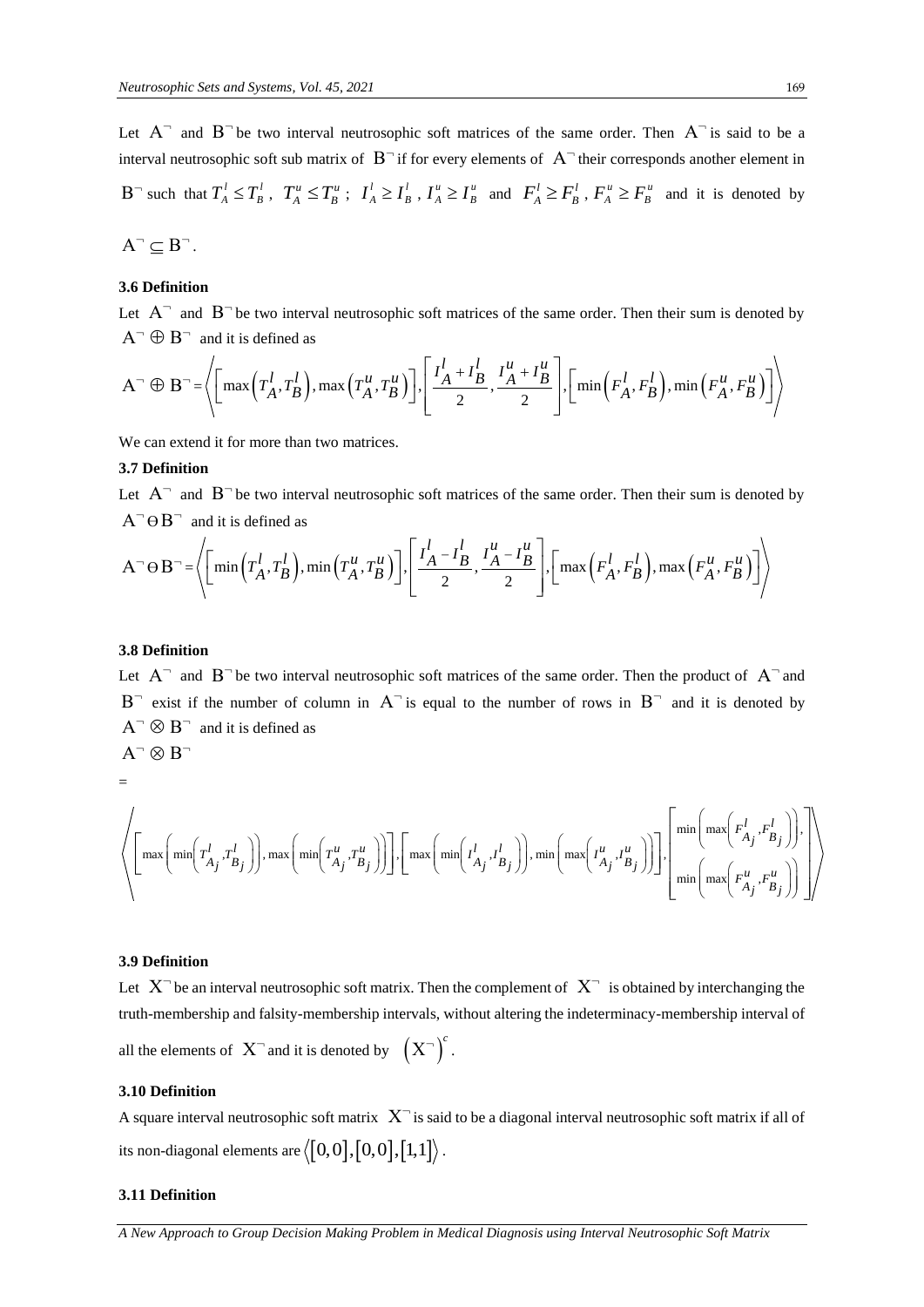Let $A^{\neg}$ and $B^{\neg}$ be two interval neutrosophic soft matrices of the same order. Then $A^{\neg}$ is said to be a interval neutrosophic soft sub matrix of $B^{\neg}$ if for every elements of $A^{\neg}$ their corresponds another element in $B^{\neg}$ such that $T_A^l \leq T_B^l$, $T_A^u \leq T_B^u$ ; $I_A^l \geq I_B^l$, $I_A^u \geq I_B^u$ and $F_A^l \geq F_B^l$, $F_A^u \geq F_B^u$ and it is denoted by $A^{\neg} \subseteq B^{\neg}$.

### 3.6 Definition

Let $A^{\neg}$ and $B^{\neg}$ be two interval neutrosophic soft matrices of the same order. Then their sum is denoted by $A^{\neg} \oplus B^{\neg}$ and it is defined as

$$A^{\neg} \oplus B^{\neg} = \left\langle \left[ \max\left(T_A^l, T_B^l\right), \max\left(T_A^u, T_B^u\right) \right], \left[ \frac{I_A^l + I_B^l}{2}, \frac{I_A^u + I_B^u}{2} \right], \left[ \min\left(F_A^l, F_B^l\right), \min\left(F_A^u, F_B^u\right) \right] \right\rangle$$

We can extend it for more than two matrices.

### 3.7 Definition

Let $A^{\neg}$ and $B^{\neg}$ be two interval neutrosophic soft matrices of the same order. Then their sum is denoted by $A^{\neg} \ominus B^{\neg}$ and it is defined as

$$A^{\neg} \ominus B^{\neg} = \left\langle \left[ \min\left(T_A^l, T_B^l\right), \min\left(T_A^u, T_B^u\right) \right], \left[ \frac{I_A^l - I_B^l}{2}, \frac{I_A^u - I_B^u}{2} \right], \left[ \max\left(F_A^l, F_B^l\right), \max\left(F_A^u, F_B^u\right) \right] \right\rangle$$

### 3.8 Definition

Let $A^{\neg}$ and $B^{\neg}$ be two interval neutrosophic soft matrices of the same order. Then the product of $A^{\neg}$ and $B^{\neg}$ exist if the number of column in $A^{\neg}$ is equal to the number of rows in $B^{\neg}$ and it is denoted by $A^{\neg} \otimes B^{\neg}$ and it is defined as

$$A^{\neg} \otimes B^{\neg} = \left\langle \left[ \max\left( \min\left( T_{A_j}^l, T_{B_j}^l \right)\right), \max\left( \min\left( T_{A_j}^u, T_{B_j}^u \right)\right) \right], \left[ \max\left( \min\left( I_{A_j}^l, I_{B_j}^l \right)\right), \min\left( \max\left( I_{A_j}^u, I_{B_j}^u \right)\right) \right], \left[ \begin{array}{l} \min\left( \max\left( F_{A_j}^l, F_{B_j}^l \right)\right), \\ \min\left( \max\left( F_{A_j}^u, F_{B_j}^u \right)\right) \end{array} \right] \right\rangle$$

### 3.9 Definition

Let $X^{\neg}$ be an interval neutrosophic soft matrix. Then the complement of $X^{\neg}$ is obtained by interchanging the truth-membership and falsity-membership intervals, without altering the indeterminacy-membership interval of all the elements of $X^{\neg}$ and it is denoted by $\left(X^{\neg}\right)^c$.

### 3.10 Definition

A square interval neutrosophic soft matrix $X^{\neg}$ is said to be a diagonal interval neutrosophic soft matrix if all of its non-diagonal elements are $\langle [0,0],[0,0],[1,1] \rangle$.

### 3.11 Definition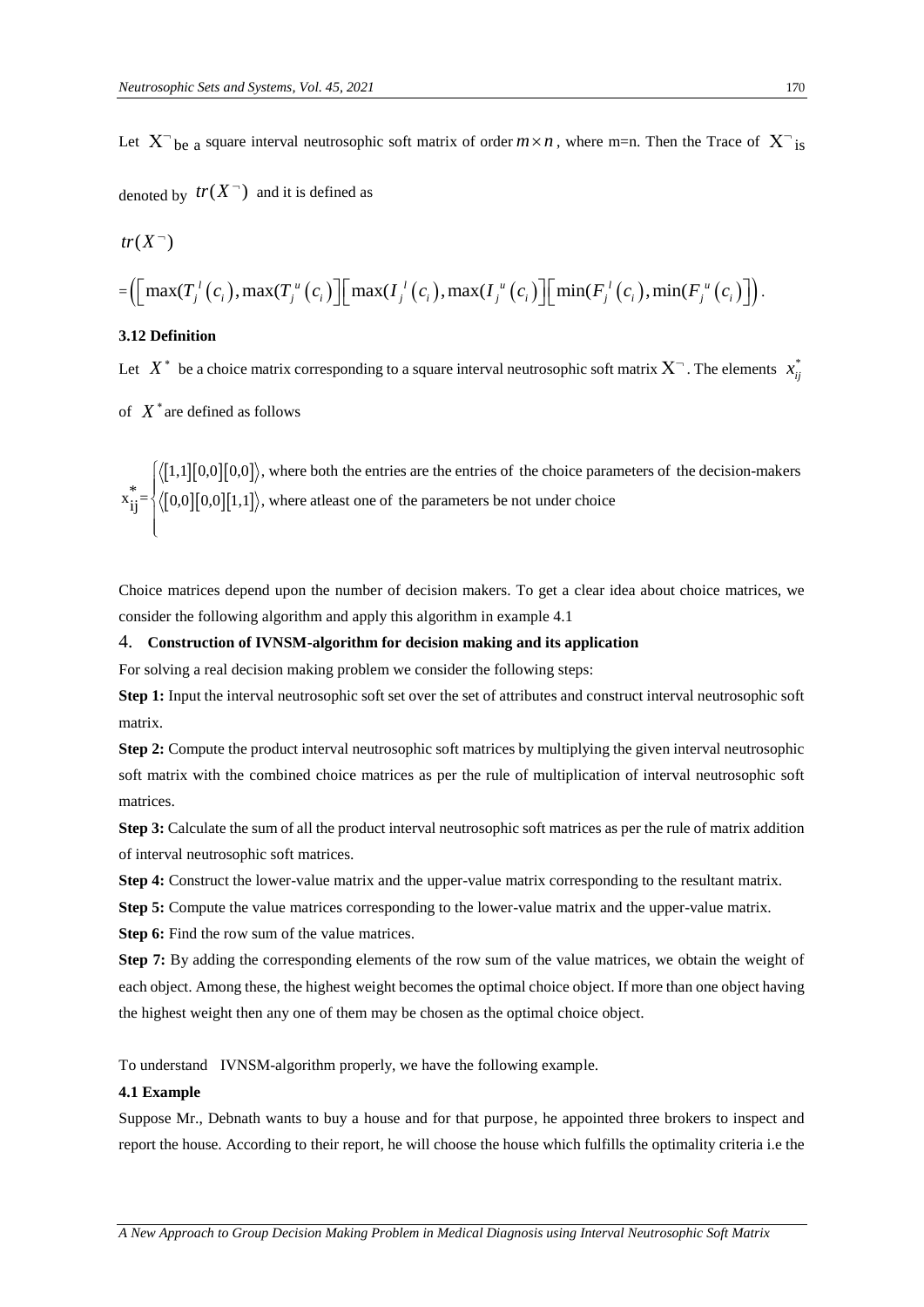Let $X^{\neg}$ be a square interval neutrosophic soft matrix of order $m \times n$, where m=n. Then the Trace of $X^{\neg}$ is denoted by $tr(X^{\neg})$ and it is defined as

$$tr(X^{\neg})$$

$$=\left(\left[\max(T_j^{\,l}(c_i)), \max(T_j^{\,u}(c_i)\right]\left[\max(I_j^{\,l}(c_i)), \max(I_j^{\,u}(c_i)\right]\left[\min(F_j^{\,l}(c_i)), \min(F_j^{\,u}(c_i)\right]\right).$$

**3.12 Definition**

Let $X^*$ be a choice matrix corresponding to a square interval neutrosophic soft matrix $X^{\neg}$. The elements $x_{ij}^*$ of $X^*$ are defined as follows

$$x_{ij}^* = \begin{cases} \langle [1,1][0,0][0,0] \rangle, \text{ where both the entries are the entries of the choice parameters of the decision-makers} \\ \langle [0,0][0,0][1,1] \rangle, \text{ where atleast one of the parameters be not under choice} \end{cases}$$

Choice matrices depend upon the number of decision makers. To get a clear idea about choice matrices, we consider the following algorithm and apply this algorithm in example 4.1

## 4. Construction of IVNSM-algorithm for decision making and its application

For solving a real decision making problem we consider the following steps:

**Step 1:** Input the interval neutrosophic soft set over the set of attributes and construct interval neutrosophic soft matrix.

**Step 2:** Compute the product interval neutrosophic soft matrices by multiplying the given interval neutrosophic soft matrix with the combined choice matrices as per the rule of multiplication of interval neutrosophic soft matrices.

**Step 3:** Calculate the sum of all the product interval neutrosophic soft matrices as per the rule of matrix addition of interval neutrosophic soft matrices.

**Step 4:** Construct the lower-value matrix and the upper-value matrix corresponding to the resultant matrix.

**Step 5:** Compute the value matrices corresponding to the lower-value matrix and the upper-value matrix.

**Step 6:** Find the row sum of the value matrices.

**Step 7:** By adding the corresponding elements of the row sum of the value matrices, we obtain the weight of each object. Among these, the highest weight becomes the optimal choice object. If more than one object having the highest weight then any one of them may be chosen as the optimal choice object.

To understand IVNSM-algorithm properly, we have the following example.

**4.1 Example**

Suppose Mr., Debnath wants to buy a house and for that purpose, he appointed three brokers to inspect and report the house. According to their report, he will choose the house which fulfills the optimality criteria i.e the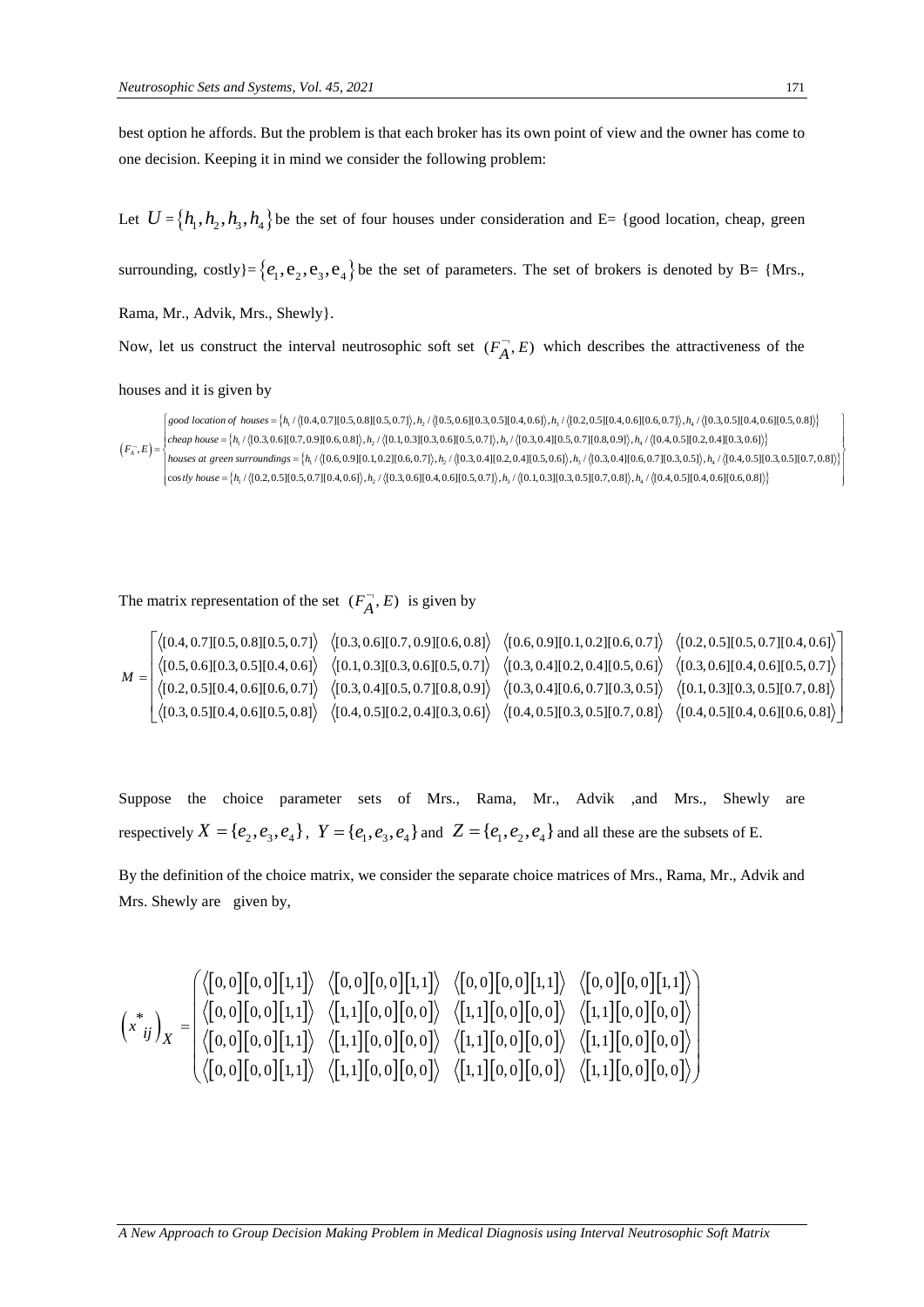best option he affords. But the problem is that each broker has its own point of view and the owner has come to one decision. Keeping it in mind we consider the following problem:

Let $U = \{h_1, h_2, h_3, h_4\}$ be the set of four houses under consideration and E= {good location, cheap, green surrounding, costly}= $\{e_1, e_2, e_3, e_4\}$ be the set of parameters. The set of brokers is denoted by B= {Mrs., Rama, Mr., Advik, Mrs., Shewly}.

Now, let us construct the interval neutrosophic soft set $(F_A^{\neg}, E)$ which describes the attractiveness of the houses and it is given by

$$
(F_A^{\neg}, E) = \left\{ \begin{array}{l}
good\ location\ of\ houses = \{h_1/\langle[0.4,0.7][0.5,0.8][0.5,0.7]\rangle, h_2/\langle[0.5,0.6][0.3,0.5][0.4,0.6]\rangle, h_3/\langle[0.2,0.5][0.4,0.6][0.6,0.7]\rangle, h_4/\langle[0.3,0.5][0.4,0.6][0.5,0.8]\rangle\} \\
cheap\ house = \{h_1/\langle[0.3,0.6][0.7,0.9][0.6,0.8]\rangle, h_2/\langle[0.1,0.3][0.3,0.6][0.5,0.7]\rangle, h_3/\langle[0.3,0.4][0.5,0.7][0.8,0.9]\rangle, h_4/\langle[0.4,0.5][0.2,0.4][0.3,0.6]\rangle\} \\
houses\ at\ green\ surroundings = \{h_1/\langle[0.6,0.9][0.1,0.2][0.6,0.7]\rangle, h_2/\langle[0.3,0.4][0.2,0.4][0.5,0.6]\rangle, h_3/\langle[0.3,0.4][0.6,0.7][0.3,0.5]\rangle, h_4/\langle[0.4,0.5][0.3,0.5][0.7,0.8]\rangle\} \\
costly\ house = \{h_1/\langle[0.2,0.5][0.5,0.7][0.4,0.6]\rangle, h_2/\langle[0.3,0.6][0.4,0.6][0.5,0.7]\rangle, h_3/\langle[0.1,0.3][0.3,0.5][0.7,0.8]\rangle, h_4/\langle[0.4,0.5][0.4,0.6][0.6,0.8]\rangle\}
\end{array} \right\}
$$

The matrix representation of the set $(F_A^{\neg}, E)$ is given by

$$
M = \begin{bmatrix}
\langle[0.4,0.7][0.5,0.8][0.5,0.7]\rangle & \langle[0.3,0.6][0.7,0.9][0.6,0.8]\rangle & \langle[0.6,0.9][0.1,0.2][0.6,0.7]\rangle & \langle[0.2,0.5][0.5,0.7][0.4,0.6]\rangle \\
\langle[0.5,0.6][0.3,0.5][0.4,0.6]\rangle & \langle[0.1,0.3][0.3,0.6][0.5,0.7]\rangle & \langle[0.3,0.4][0.2,0.4][0.5,0.6]\rangle & \langle[0.3,0.6][0.4,0.6][0.5,0.7]\rangle \\
\langle[0.2,0.5][0.4,0.6][0.6,0.7]\rangle & \langle[0.3,0.4][0.5,0.7][0.8,0.9]\rangle & \langle[0.3,0.4][0.6,0.7][0.3,0.5]\rangle & \langle[0.1,0.3][0.3,0.5][0.7,0.8]\rangle \\
\langle[0.3,0.5][0.4,0.6][0.5,0.8]\rangle & \langle[0.4,0.5][0.2,0.4][0.3,0.6]\rangle & \langle[0.4,0.5][0.3,0.5][0.7,0.8]\rangle & \langle[0.4,0.5][0.4,0.6][0.6,0.8]\rangle
\end{bmatrix}
$$

Suppose the choice parameter sets of Mrs., Rama, Mr., Advik ,and Mrs., Shewly are respectively $X = \{e_2, e_3, e_4\}$, $Y = \{e_1, e_3, e_4\}$ and $Z = \{e_1, e_2, e_4\}$ and all these are the subsets of E.

By the definition of the choice matrix, we consider the separate choice matrices of Mrs., Rama, Mr., Advik and Mrs. Shewly are given by,

$$
\left(x_{ij}^*\right)_X = \begin{pmatrix}
\langle[0,0][0,0][1,1]\rangle & \langle[0,0][0,0][1,1]\rangle & \langle[0,0][0,0][1,1]\rangle & \langle[0,0][0,0][1,1]\rangle \\
\langle[0,0][0,0][1,1]\rangle & \langle[1,1][0,0][0,0]\rangle & \langle[1,1][0,0][0,0]\rangle & \langle[1,1][0,0][0,0]\rangle \\
\langle[0,0][0,0][1,1]\rangle & \langle[1,1][0,0][0,0]\rangle & \langle[1,1][0,0][0,0]\rangle & \langle[1,1][0,0][0,0]\rangle \\
\langle[0,0][0,0][1,1]\rangle & \langle[1,1][0,0][0,0]\rangle & \langle[1,1][0,0][0,0]\rangle & \langle[1,1][0,0][0,0]\rangle
\end{pmatrix}
$$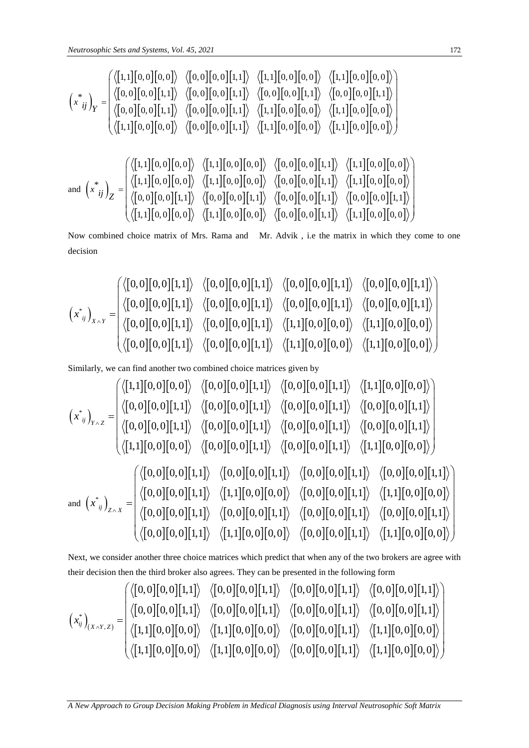$$\left(x^*_{ij}\right)_Y = \begin{pmatrix} \langle[1,1][0,0][0,0]\rangle & \langle[0,0][0,0][1,1]\rangle & \langle[1,1][0,0][0,0]\rangle & \langle[1,1][0,0][0,0]\rangle \\ \langle[0,0][0,0][1,1]\rangle & \langle[0,0][0,0][1,1]\rangle & \langle[0,0][0,0][1,1]\rangle & \langle[0,0][0,0][1,1]\rangle \\ \langle[0,0][0,0][1,1]\rangle & \langle[0,0][0,0][1,1]\rangle & \langle[1,1][0,0][0,0]\rangle & \langle[1,1][0,0][0,0]\rangle \\ \langle[1,1][0,0][0,0]\rangle & \langle[0,0][0,0][1,1]\rangle & \langle[1,1][0,0][0,0]\rangle & \langle[1,1][0,0][0,0]\rangle \end{pmatrix}$$

and

$$\left(x^*_{ij}\right)_Z = \begin{pmatrix} \langle[1,1][0,0][0,0]\rangle & \langle[1,1][0,0][0,0]\rangle & \langle[0,0][0,0][1,1]\rangle & \langle[1,1][0,0][0,0]\rangle \\ \langle[1,1][0,0][0,0]\rangle & \langle[1,1][0,0][0,0]\rangle & \langle[0,0][0,0][1,1]\rangle & \langle[1,1][0,0][0,0]\rangle \\ \langle[0,0][0,0][1,1]\rangle & \langle[0,0][0,0][1,1]\rangle & \langle[0,0][0,0][1,1]\rangle & \langle[0,0][0,0][1,1]\rangle \\ \langle[1,1][0,0][0,0]\rangle & \langle[1,1][0,0][0,0]\rangle & \langle[0,0][0,0][1,1]\rangle & \langle[1,1][0,0][0,0]\rangle \end{pmatrix}$$

Now combined choice matrix of Mrs. Rama and Mr. Advik , i.e the matrix in which they come to one decision

$$\left(x^*_{ij}\right)_{X\wedge Y} = \begin{pmatrix} \langle[0,0][0,0][1,1]\rangle & \langle[0,0][0,0][1,1]\rangle & \langle[0,0][0,0][1,1]\rangle & \langle[0,0][0,0][1,1]\rangle \\ \langle[0,0][0,0][1,1]\rangle & \langle[0,0][0,0][1,1]\rangle & \langle[0,0][0,0][1,1]\rangle & \langle[0,0][0,0][1,1]\rangle \\ \langle[0,0][0,0][1,1]\rangle & \langle[0,0][0,0][1,1]\rangle & \langle[1,1][0,0][0,0]\rangle & \langle[1,1][0,0][0,0]\rangle \\ \langle[0,0][0,0][1,1]\rangle & \langle[0,0][0,0][1,1]\rangle & \langle[1,1][0,0][0,0]\rangle & \langle[1,1][0,0][0,0]\rangle \end{pmatrix}$$

Similarly, we can find another two combined choice matrices given by

$$\left(x^*_{ij}\right)_{Y\wedge Z} = \begin{pmatrix} \langle[1,1][0,0][0,0]\rangle & \langle[0,0][0,0][1,1]\rangle & \langle[0,0][0,0][1,1]\rangle & \langle[1,1][0,0][0,0]\rangle \\ \langle[0,0][0,0][1,1]\rangle & \langle[0,0][0,0][1,1]\rangle & \langle[0,0][0,0][1,1]\rangle & \langle[0,0][0,0][1,1]\rangle \\ \langle[0,0][0,0][1,1]\rangle & \langle[0,0][0,0][1,1]\rangle & \langle[0,0][0,0][1,1]\rangle & \langle[0,0][0,0][1,1]\rangle \\ \langle[1,1][0,0][0,0]\rangle & \langle[0,0][0,0][1,1]\rangle & \langle[0,0][0,0][1,1]\rangle & \langle[1,1][0,0][0,0]\rangle \end{pmatrix}$$

and

$$\left(x^*_{ij}\right)_{Z\wedge X} = \begin{pmatrix} \langle[0,0][0,0][1,1]\rangle & \langle[0,0][0,0][1,1]\rangle & \langle[0,0][0,0][1,1]\rangle & \langle[0,0][0,0][1,1]\rangle \\ \langle[0,0][0,0][1,1]\rangle & \langle[1,1][0,0][0,0]\rangle & \langle[0,0][0,0][1,1]\rangle & \langle[1,1][0,0][0,0]\rangle \\ \langle[0,0][0,0][1,1]\rangle & \langle[0,0][0,0][1,1]\rangle & \langle[0,0][0,0][1,1]\rangle & \langle[0,0][0,0][1,1]\rangle \\ \langle[0,0][0,0][1,1]\rangle & \langle[1,1][0,0][0,0]\rangle & \langle[0,0][0,0][1,1]\rangle & \langle[1,1][0,0][0,0]\rangle \end{pmatrix}$$

Next, we consider another three choice matrices which predict that when any of the two brokers are agree with their decision then the third broker also agrees. They can be presented in the following form

$$\left(x^*_{ij}\right)_{(X\wedge Y,Z)} = \begin{pmatrix} \langle[0,0][0,0][1,1]\rangle & \langle[0,0][0,0][1,1]\rangle & \langle[0,0][0,0][1,1]\rangle & \langle[0,0][0,0][1,1]\rangle \\ \langle[0,0][0,0][1,1]\rangle & \langle[0,0][0,0][1,1]\rangle & \langle[0,0][0,0][1,1]\rangle & \langle[0,0][0,0][1,1]\rangle \\ \langle[1,1][0,0][0,0]\rangle & \langle[1,1][0,0][0,0]\rangle & \langle[0,0][0,0][1,1]\rangle & \langle[1,1][0,0][0,0]\rangle \\ \langle[1,1][0,0][0,0]\rangle & \langle[1,1][0,0][0,0]\rangle & \langle[0,0][0,0][1,1]\rangle & \langle[1,1][0,0][0,0]\rangle \end{pmatrix}$$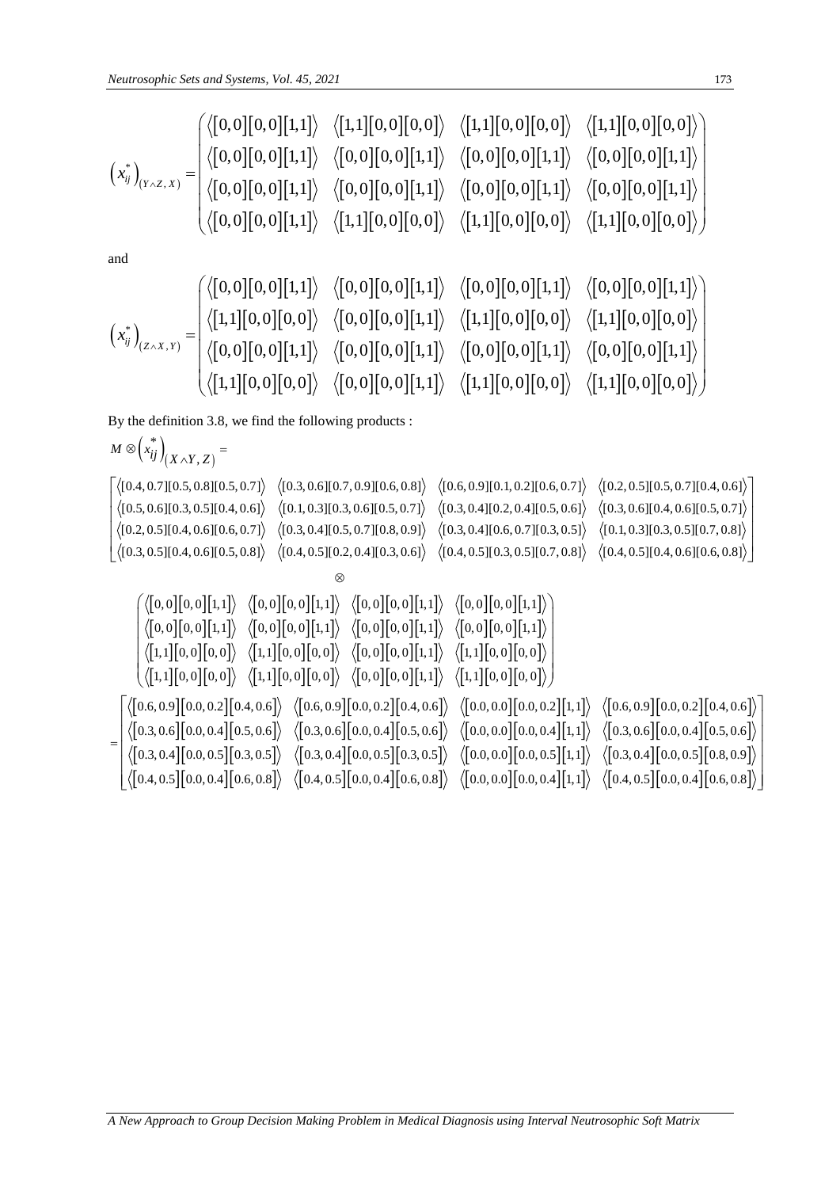$$\left(x_{ij}^{*}\right)_{(Y\wedge Z,\,X)}=\begin{pmatrix} \langle[0,0][0,0][1,1]\rangle & \langle[1,1][0,0][0,0]\rangle & \langle[1,1][0,0][0,0]\rangle & \langle[1,1][0,0][0,0]\rangle \\ \langle[0,0][0,0][1,1]\rangle & \langle[0,0][0,0][1,1]\rangle & \langle[0,0][0,0][1,1]\rangle & \langle[0,0][0,0][1,1]\rangle \\ \langle[0,0][0,0][1,1]\rangle & \langle[0,0][0,0][1,1]\rangle & \langle[0,0][0,0][1,1]\rangle & \langle[0,0][0,0][1,1]\rangle \\ \langle[0,0][0,0][1,1]\rangle & \langle[1,1][0,0][0,0]\rangle & \langle[1,1][0,0][0,0]\rangle & \langle[1,1][0,0][0,0]\rangle \end{pmatrix}$$

and

$$\left(x_{ij}^{*}\right)_{(Z\wedge X,\,Y)}=\begin{pmatrix} \langle[0,0][0,0][1,1]\rangle & \langle[0,0][0,0][1,1]\rangle & \langle[0,0][0,0][1,1]\rangle & \langle[0,0][0,0][1,1]\rangle \\ \langle[1,1][0,0][0,0]\rangle & \langle[0,0][0,0][1,1]\rangle & \langle[1,1][0,0][0,0]\rangle & \langle[1,1][0,0][0,0]\rangle \\ \langle[0,0][0,0][1,1]\rangle & \langle[0,0][0,0][1,1]\rangle & \langle[0,0][0,0][1,1]\rangle & \langle[0,0][0,0][1,1]\rangle \\ \langle[1,1][0,0][0,0]\rangle & \langle[0,0][0,0][1,1]\rangle & \langle[1,1][0,0][0,0]\rangle & \langle[1,1][0,0][0,0]\rangle \end{pmatrix}$$

By the definition 3.8, we find the following products :

$$M\otimes\left(x_{ij}^{*}\right)_{(X\wedge Y,\,Z)}=$$

$$\begin{bmatrix} \langle[0.4,0.7][0.5,0.8][0.5,0.7]\rangle & \langle[0.3,0.6][0.7,0.9][0.6,0.8]\rangle & \langle[0.6,0.9][0.1,0.2][0.6,0.7]\rangle & \langle[0.2,0.5][0.5,0.7][0.4,0.6]\rangle \\ \langle[0.5,0.6][0.3,0.5][0.4,0.6]\rangle & \langle[0.1,0.3][0.3,0.6][0.5,0.7]\rangle & \langle[0.3,0.4][0.2,0.4][0.5,0.6]\rangle & \langle[0.3,0.6][0.4,0.6][0.5,0.7]\rangle \\ \langle[0.2,0.5][0.4,0.6][0.6,0.7]\rangle & \langle[0.3,0.4][0.5,0.7][0.8,0.9]\rangle & \langle[0.3,0.4][0.6,0.7][0.3,0.5]\rangle & \langle[0.1,0.3][0.3,0.5][0.7,0.8]\rangle \\ \langle[0.3,0.5][0.4,0.6][0.5,0.8]\rangle & \langle[0.4,0.5][0.2,0.4][0.3,0.6]\rangle & \langle[0.4,0.5][0.3,0.5][0.7,0.8]\rangle & \langle[0.4,0.5][0.4,0.6][0.6,0.8]\rangle \end{bmatrix}$$

$$\otimes$$

$$\begin{pmatrix} \langle[0,0][0,0][1,1]\rangle & \langle[0,0][0,0][1,1]\rangle & \langle[0,0][0,0][1,1]\rangle & \langle[0,0][0,0][1,1]\rangle \\ \langle[0,0][0,0][1,1]\rangle & \langle[0,0][0,0][1,1]\rangle & \langle[0,0][0,0][1,1]\rangle & \langle[0,0][0,0][1,1]\rangle \\ \langle[1,1][0,0][0,0]\rangle & \langle[1,1][0,0][0,0]\rangle & \langle[0,0][0,0][1,1]\rangle & \langle[1,1][0,0][0,0]\rangle \\ \langle[1,1][0,0][0,0]\rangle & \langle[1,1][0,0][0,0]\rangle & \langle[0,0][0,0][1,1]\rangle & \langle[1,1][0,0][0,0]\rangle \end{pmatrix}$$

$$=\begin{bmatrix} \langle[0.6,0.9][0.0,0.2][0.4,0.6]\rangle & \langle[0.6,0.9][0.0,0.2][0.4,0.6]\rangle & \langle[0.0,0.0][0.0,0.2][1,1]\rangle & \langle[0.6,0.9][0.0,0.2][0.4,0.6]\rangle \\ \langle[0.3,0.6][0.0,0.4][0.5,0.6]\rangle & \langle[0.3,0.6][0.0,0.4][0.5,0.6]\rangle & \langle[0.0,0.0][0.0,0.4][1,1]\rangle & \langle[0.3,0.6][0.0,0.4][0.5,0.6]\rangle \\ \langle[0.3,0.4][0.0,0.5][0.3,0.5]\rangle & \langle[0.3,0.4][0.0,0.5][0.3,0.5]\rangle & \langle[0.0,0.0][0.0,0.5][1,1]\rangle & \langle[0.3,0.4][0.0,0.5][0.8,0.9]\rangle \\ \langle[0.4,0.5][0.0,0.4][0.6,0.8]\rangle & \langle[0.4,0.5][0.0,0.4][0.6,0.8]\rangle & \langle[0.0,0.0][0.0,0.4][1,1]\rangle & \langle[0.4,0.5][0.0,0.4][0.6,0.8]\rangle \end{bmatrix}$$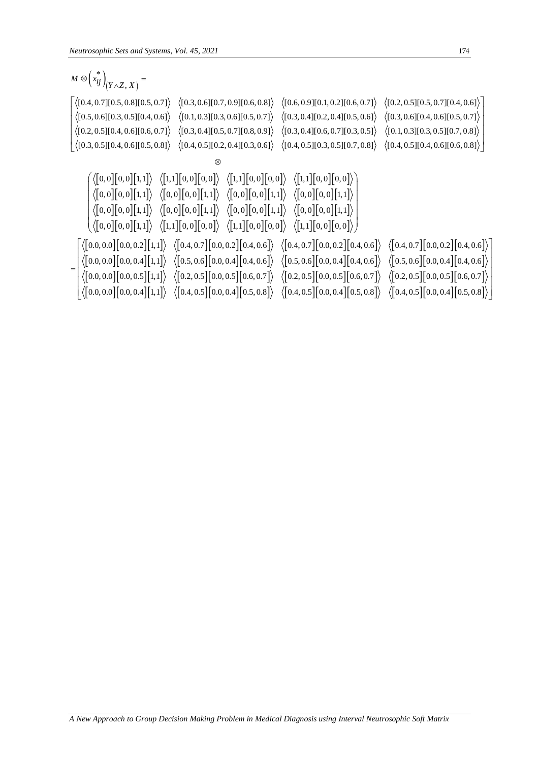$$M \otimes \left(x_{ij}^{*}\right)_{(Y \wedge Z,\, X)} =$$

$$\begin{bmatrix}
\langle [0.4,0.7][0.5,0.8][0.5,0.7] \rangle & \langle [0.3,0.6][0.7,0.9][0.6,0.8] \rangle & \langle [0.6,0.9][0.1,0.2][0.6,0.7] \rangle & \langle [0.2,0.5][0.5,0.7][0.4,0.6] \rangle \\
\langle [0.5,0.6][0.3,0.5][0.4,0.6] \rangle & \langle [0.1,0.3][0.3,0.6][0.5,0.7] \rangle & \langle [0.3,0.4][0.2,0.4][0.5,0.6] \rangle & \langle [0.3,0.6][0.4,0.6][0.5,0.7] \rangle \\
\langle [0.2,0.5][0.4,0.6][0.6,0.7] \rangle & \langle [0.3,0.4][0.5,0.7][0.8,0.9] \rangle & \langle [0.3,0.4][0.6,0.7][0.3,0.5] \rangle & \langle [0.1,0.3][0.3,0.5][0.7,0.8] \rangle \\
\langle [0.3,0.5][0.4,0.6][0.5,0.8] \rangle & \langle [0.4,0.5][0.2,0.4][0.3,0.6] \rangle & \langle [0.4,0.5][0.3,0.5][0.7,0.8] \rangle & \langle [0.4,0.5][0.4,0.6][0.6,0.8] \rangle
\end{bmatrix}$$

$$\otimes$$

$$\begin{pmatrix}
\langle [0,0][0,0][1,1] \rangle & \langle [1,1][0,0][0,0] \rangle & \langle [1,1][0,0][0,0] \rangle & \langle [1,1][0,0][0,0] \rangle \\
\langle [0,0][0,0][1,1] \rangle & \langle [0,0][0,0][1,1] \rangle & \langle [0,0][0,0][1,1] \rangle & \langle [0,0][0,0][1,1] \rangle \\
\langle [0,0][0,0][1,1] \rangle & \langle [0,0][0,0][1,1] \rangle & \langle [0,0][0,0][1,1] \rangle & \langle [0,0][0,0][1,1] \rangle \\
\langle [0,0][0,0][1,1] \rangle & \langle [1,1][0,0][0,0] \rangle & \langle [1,1][0,0][0,0] \rangle & \langle [1,1][0,0][0,0] \rangle
\end{pmatrix}$$

$$= \begin{bmatrix}
\langle [0.0,0.0][0.0,0.2][1,1] \rangle & \langle [0.4,0.7][0.0,0.2][0.4,0.6] \rangle & \langle [0.4,0.7][0.0,0.2][0.4,0.6] \rangle & \langle [0.4,0.7][0.0,0.2][0.4,0.6] \rangle \\
\langle [0.0,0.0][0.0,0.4][1,1] \rangle & \langle [0.5,0.6][0.0,0.4][0.4,0.6] \rangle & \langle [0.5,0.6][0.0,0.4][0.4,0.6] \rangle & \langle [0.5,0.6][0.0,0.4][0.4,0.6] \rangle \\
\langle [0.0,0.0][0.0,0.5][1,1] \rangle & \langle [0.2,0.5][0.0,0.5][0.6,0.7] \rangle & \langle [0.2,0.5][0.0,0.5][0.6,0.7] \rangle & \langle [0.2,0.5][0.0,0.5][0.6,0.7] \rangle \\
\langle [0.0,0.0][0.0,0.4][1,1] \rangle & \langle [0.4,0.5][0.0,0.4][0.5,0.8] \rangle & \langle [0.4,0.5][0.0,0.4][0.5,0.8] \rangle & \langle [0.4,0.5][0.0,0.4][0.5,0.8] \rangle
\end{bmatrix}$$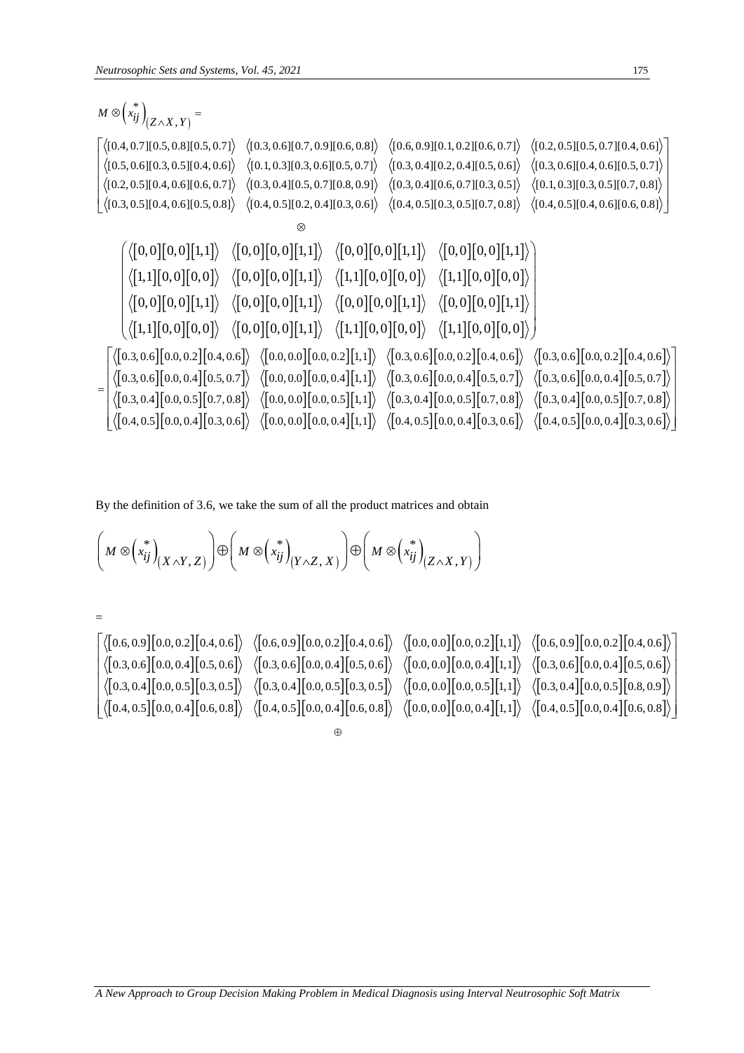$$M \otimes \left(x_{ij}^{*}\right)_{(Z \wedge X, Y)} =$$

$$\begin{bmatrix} \langle[0.4,0.7][0.5,0.8][0.5,0.7]\rangle & \langle[0.3,0.6][0.7,0.9][0.6,0.8]\rangle & \langle[0.6,0.9][0.1,0.2][0.6,0.7]\rangle & \langle[0.2,0.5][0.5,0.7][0.4,0.6]\rangle \\ \langle[0.5,0.6][0.3,0.5][0.4,0.6]\rangle & \langle[0.1,0.3][0.3,0.6][0.5,0.7]\rangle & \langle[0.3,0.4][0.2,0.4][0.5,0.6]\rangle & \langle[0.3,0.6][0.4,0.6][0.5,0.7]\rangle \\ \langle[0.2,0.5][0.4,0.6][0.6,0.7]\rangle & \langle[0.3,0.4][0.5,0.7][0.8,0.9]\rangle & \langle[0.3,0.4][0.6,0.7][0.3,0.5]\rangle & \langle[0.1,0.3][0.3,0.5][0.7,0.8]\rangle \\ \langle[0.3,0.5][0.4,0.6][0.5,0.8]\rangle & \langle[0.4,0.5][0.2,0.4][0.3,0.6]\rangle & \langle[0.4,0.5][0.3,0.5][0.7,0.8]\rangle & \langle[0.4,0.5][0.4,0.6][0.6,0.8]\rangle \end{bmatrix}$$

$$\otimes$$

$$\begin{pmatrix} \langle[0,0][0,0][1,1]\rangle & \langle[0,0][0,0][1,1]\rangle & \langle[0,0][0,0][1,1]\rangle & \langle[0,0][0,0][1,1]\rangle \\ \langle[1,1][0,0][0,0]\rangle & \langle[0,0][0,0][1,1]\rangle & \langle[1,1][0,0][0,0]\rangle & \langle[1,1][0,0][0,0]\rangle \\ \langle[0,0][0,0][1,1]\rangle & \langle[0,0][0,0][1,1]\rangle & \langle[0,0][0,0][1,1]\rangle & \langle[0,0][0,0][1,1]\rangle \\ \langle[1,1][0,0][0,0]\rangle & \langle[0,0][0,0][1,1]\rangle & \langle[1,1][0,0][0,0]\rangle & \langle[1,1][0,0][0,0]\rangle \end{pmatrix}$$

$$= \begin{bmatrix} \langle[0.3,0.6][0.0,0.2][0.4,0.6]\rangle & \langle[0.0,0.0][0.0,0.2][1,1]\rangle & \langle[0.3,0.6][0.0,0.2][0.4,0.6]\rangle & \langle[0.3,0.6][0.0,0.2][0.4,0.6]\rangle \\ \langle[0.3,0.6][0.0,0.4][0.5,0.7]\rangle & \langle[0.0,0.0][0.0,0.4][1,1]\rangle & \langle[0.3,0.6][0.0,0.4][0.5,0.7]\rangle & \langle[0.3,0.6][0.0,0.4][0.5,0.7]\rangle \\ \langle[0.3,0.4][0.0,0.5][0.7,0.8]\rangle & \langle[0.0,0.0][0.0,0.5][1,1]\rangle & \langle[0.3,0.4][0.0,0.5][0.7,0.8]\rangle & \langle[0.3,0.4][0.0,0.5][0.7,0.8]\rangle \\ \langle[0.4,0.5][0.0,0.4][0.3,0.6]\rangle & \langle[0.0,0.0][0.0,0.4][1,1]\rangle & \langle[0.4,0.5][0.0,0.4][0.3,0.6]\rangle & \langle[0.4,0.5][0.0,0.4][0.3,0.6]\rangle \end{bmatrix}$$

By the definition of 3.6, we take the sum of all the product matrices and obtain

$$\left(M \otimes \left(x_{ij}^{*}\right)_{(X \wedge Y, Z)}\right) \oplus \left(M \otimes \left(x_{ij}^{*}\right)_{(Y \wedge Z, X)}\right) \oplus \left(M \otimes \left(x_{ij}^{*}\right)_{(Z \wedge X, Y)}\right)$$

$$=$$

$$\begin{bmatrix} \langle[0.6,0.9][0.0,0.2][0.4,0.6]\rangle & \langle[0.6,0.9][0.0,0.2][0.4,0.6]\rangle & \langle[0.0,0.0][0.0,0.2][1,1]\rangle & \langle[0.6,0.9][0.0,0.2][0.4,0.6]\rangle \\ \langle[0.3,0.6][0.0,0.4][0.5,0.6]\rangle & \langle[0.3,0.6][0.0,0.4][0.5,0.6]\rangle & \langle[0.0,0.0][0.0,0.4][1,1]\rangle & \langle[0.3,0.6][0.0,0.4][0.5,0.6]\rangle \\ \langle[0.3,0.4][0.0,0.5][0.3,0.5]\rangle & \langle[0.3,0.4][0.0,0.5][0.3,0.5]\rangle & \langle[0.0,0.0][0.0,0.5][1,1]\rangle & \langle[0.3,0.4][0.0,0.5][0.8,0.9]\rangle \\ \langle[0.4,0.5][0.0,0.4][0.6,0.8]\rangle & \langle[0.4,0.5][0.0,0.4][0.6,0.8]\rangle & \langle[0.0,0.0][0.0,0.4][1,1]\rangle & \langle[0.4,0.5][0.0,0.4][0.6,0.8]\rangle \end{bmatrix}$$

$$\oplus$$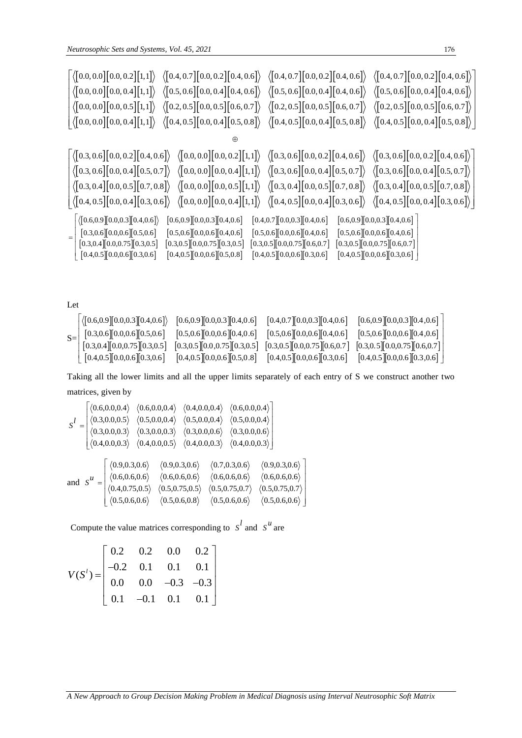$$\begin{bmatrix} \langle[0.0,0.0][0.0,0.2][1,1]\rangle & \langle[0.4,0.7][0.0,0.2][0.4,0.6]\rangle & \langle[0.4,0.7][0.0,0.2][0.4,0.6]\rangle & \langle[0.4,0.7][0.0,0.2][0.4,0.6]\rangle \\ \langle[0.0,0.0][0.0,0.4][1,1]\rangle & \langle[0.5,0.6][0.0,0.4][0.4,0.6]\rangle & \langle[0.5,0.6][0.0,0.4][0.4,0.6]\rangle & \langle[0.5,0.6][0.0,0.4][0.4,0.6]\rangle \\ \langle[0.0,0.0][0.0,0.5][1,1]\rangle & \langle[0.2,0.5][0.0,0.5][0.6,0.7]\rangle & \langle[0.2,0.5][0.0,0.5][0.6,0.7]\rangle & \langle[0.2,0.5][0.0,0.5][0.6,0.7]\rangle \\ \langle[0.0,0.0][0.0,0.4][1,1]\rangle & \langle[0.4,0.5][0.0,0.4][0.5,0.8]\rangle & \langle[0.4,0.5][0.0,0.4][0.5,0.8]\rangle & \langle[0.4,0.5][0.0,0.4][0.5,0.8]\rangle \end{bmatrix}$$

$$\oplus$$

$$\begin{bmatrix} \langle[0.3,0.6][0.0,0.2][0.4,0.6]\rangle & \langle[0.0,0.0][0.0,0.2][1,1]\rangle & \langle[0.3,0.6][0.0,0.2][0.4,0.6]\rangle & \langle[0.3,0.6][0.0,0.2][0.4,0.6]\rangle \\ \langle[0.3,0.6][0.0,0.4][0.5,0.7]\rangle & \langle[0.0,0.0][0.0,0.4][1,1]\rangle & \langle[0.3,0.6][0.0,0.4][0.5,0.7]\rangle & \langle[0.3,0.6][0.0,0.4][0.5,0.7]\rangle \\ \langle[0.3,0.4][0.0,0.5][0.7,0.8]\rangle & \langle[0.0,0.0][0.0,0.5][1,1]\rangle & \langle[0.3,0.4][0.0,0.5][0.7,0.8]\rangle & \langle[0.3,0.4][0.0,0.5][0.7,0.8]\rangle \\ \langle[0.4,0.5][0.0,0.4][0.3,0.6]\rangle & \langle[0.0,0.0][0.0,0.4][1,1]\rangle & \langle[0.4,0.5][0.0,0.4][0.3,0.6]\rangle & \langle[0.4,0.5][0.0,0.4][0.3,0.6]\rangle \end{bmatrix}$$

$$= \begin{bmatrix} \langle[0.6,0.9][0.0,0.3][0.4,0.6]\rangle & [0.6,0.9][0.0,0.3][0.4,0.6] & [0.4,0.7][0.0,0.3][0.4,0.6] & [0.6,0.9][0.0,0.3][0.4,0.6] \\ [0.3,0.6][0.0,0.6][0.5,0.6] & [0.5,0.6][0.0,0.6][0.4,0.6] & [0.5,0.6][0.0,0.6][0.4,0.6] & [0.5,0.6][0.0,0.6][0.4,0.6] \\ [0.3,0.4][0.0,0.75][0.3,0.5] & [0.3,0.5][0.0,0.75][0.3,0.5] & [0.3,0.5][0.0,0.75][0.6,0.7] & [0.3,0.5][0.0,0.75][0.6,0.7] \\ [0.4,0.5][0.0,0.6][0.3,0.6] & [0.4,0.5][0.0,0.6][0.5,0.8] & [0.4,0.5][0.0,0.6][0.3,0.6] & [0.4,0.5][0.0,0.6][0.3,0.6] \end{bmatrix}$$

Let

$$S = \begin{bmatrix} \langle[0.6,0.9][0.0,0.3][0.4,0.6]\rangle & [0.6,0.9][0.0,0.3][0.4,0.6] & [0.4,0.7][0.0,0.3][0.4,0.6] & [0.6,0.9][0.0,0.3][0.4,0.6] \\ [0.3,0.6][0.0,0.6][0.5,0.6] & [0.5,0.6][0.0,0.6][0.4,0.6] & [0.5,0.6][0.0,0.6][0.4,0.6] & [0.5,0.6][0.0,0.6][0.4,0.6] \\ [0.3,0.4][0.0,0.75][0.3,0.5] & [0.3,0.5][0.0,0.75][0.3,0.5] & [0.3,0.5][0.0,0.75][0.6,0.7] & [0.3,0.5][0.0,0.75][0.6,0.7] \\ [0.4,0.5][0.0,0.6][0.3,0.6] & [0.4,0.5][0.0,0.6][0.5,0.8] & [0.4,0.5][0.0,0.6][0.3,0.6] & [0.4,0.5][0.0,0.6][0.3,0.6] \end{bmatrix}$$

Taking all the lower limits and all the upper limits separately of each entry of S we construct another two matrices, given by

$$S^l = \begin{bmatrix} \langle 0.6,0.0,0.4\rangle & \langle 0.6,0.0,0.4\rangle & \langle 0.4,0.0,0.4\rangle & \langle 0.6,0.0,0.4\rangle \\ \langle 0.3,0.0,0.5\rangle & \langle 0.5,0.0,0.4\rangle & \langle 0.5,0.0,0.4\rangle & \langle 0.5,0.0,0.4\rangle \\ \langle 0.3,0.0,0.3\rangle & \langle 0.3,0.0,0.3\rangle & \langle 0.3,0.0,0.6\rangle & \langle 0.3,0.0,0.6\rangle \\ \langle 0.4,0.0,0.3\rangle & \langle 0.4,0.0,0.5\rangle & \langle 0.4,0.0,0.3\rangle & \langle 0.4,0.0,0.3\rangle \end{bmatrix}$$

and
$$S^u = \begin{bmatrix} \langle 0.9,0.3,0.6\rangle & \langle 0.9,0.3,0.6\rangle & \langle 0.7,0.3,0.6\rangle & \langle 0.9,0.3,0.6\rangle \\ \langle 0.6,0.6,0.6\rangle & \langle 0.6,0.6,0.6\rangle & \langle 0.6,0.6,0.6\rangle & \langle 0.6,0.6,0.6\rangle \\ \langle 0.4,0.75,0.5\rangle & \langle 0.5,0.75,0.5\rangle & \langle 0.5,0.75,0.7\rangle & \langle 0.5,0.75,0.7\rangle \\ \langle 0.5,0.6,0.6\rangle & \langle 0.5,0.6,0.8\rangle & \langle 0.5,0.6,0.6\rangle & \langle 0.5,0.6,0.6\rangle \end{bmatrix}$$

Compute the value matrices corresponding to $S^l$ and $S^u$ are

$$V(S^l) = \begin{bmatrix} 0.2 & 0.2 & 0.0 & 0.2 \\ -0.2 & 0.1 & 0.1 & 0.1 \\ 0.0 & 0.0 & -0.3 & -0.3 \\ 0.1 & -0.1 & 0.1 & 0.1 \end{bmatrix}$$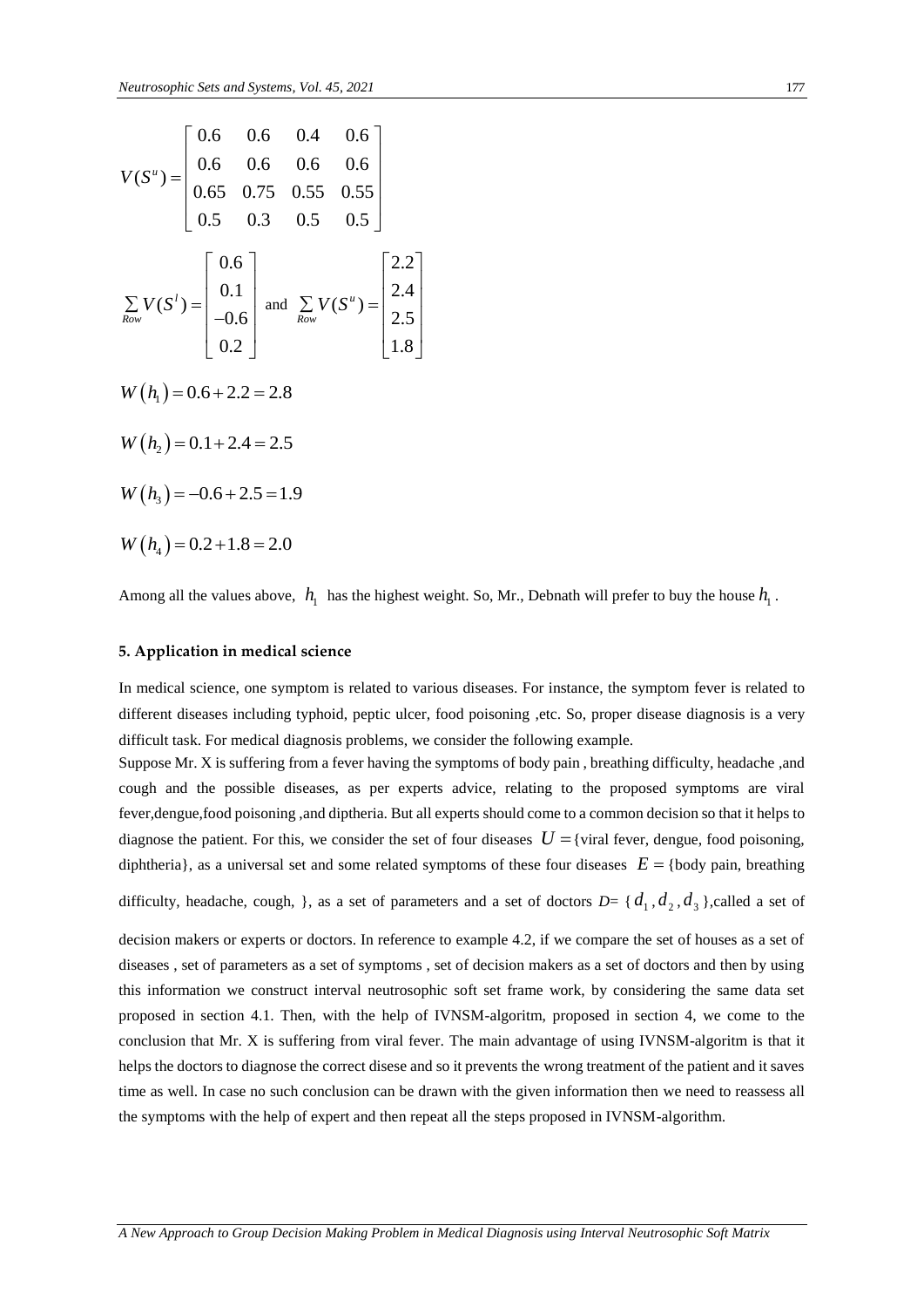$$V(S^u)=\begin{bmatrix} 0.6 & 0.6 & 0.4 & 0.6 \\ 0.6 & 0.6 & 0.6 & 0.6 \\ 0.65 & 0.75 & 0.55 & 0.55 \\ 0.5 & 0.3 & 0.5 & 0.5 \end{bmatrix}$$

$$\sum_{Row} V(S^l)=\begin{bmatrix} 0.6 \\ 0.1 \\ -0.6 \\ 0.2 \end{bmatrix} \text{ and } \sum_{Row} V(S^u)=\begin{bmatrix} 2.2 \\ 2.4 \\ 2.5 \\ 1.8 \end{bmatrix}$$

$$W(h_1)=0.6+2.2=2.8$$

$$W(h_2)=0.1+2.4=2.5$$

$$W(h_3)=-0.6+2.5=1.9$$

$$W(h_4)=0.2+1.8=2.0$$

Among all the values above, $h_1$ has the highest weight. So, Mr., Debnath will prefer to buy the house $h_1$.

## 5. Application in medical science

In medical science, one symptom is related to various diseases. For instance, the symptom fever is related to different diseases including typhoid, peptic ulcer, food poisoning ,etc. So, proper disease diagnosis is a very difficult task. For medical diagnosis problems, we consider the following example.

Suppose Mr. X is suffering from a fever having the symptoms of body pain , breathing difficulty, headache ,and cough and the possible diseases, as per experts advice, relating to the proposed symptoms are viral fever,dengue,food poisoning ,and diptheria. But all experts should come to a common decision so that it helps to diagnose the patient. For this, we consider the set of four diseases $U=$ {viral fever, dengue, food poisoning, diphtheria}, as a universal set and some related symptoms of these four diseases $E=$ {body pain, breathing difficulty, headache, cough, }, as a set of parameters and a set of doctors $D=\{d_1, d_2, d_3\}$,called a set of decision makers or experts or doctors. In reference to example 4.2, if we compare the set of houses as a set of diseases , set of parameters as a set of symptoms , set of decision makers as a set of doctors and then by using this information we construct interval neutrosophic soft set frame work, by considering the same data set proposed in section 4.1. Then, with the help of IVNSM-algoritm, proposed in section 4, we come to the conclusion that Mr. X is suffering from viral fever. The main advantage of using IVNSM-algoritm is that it helps the doctors to diagnose the correct disese and so it prevents the wrong treatment of the patient and it saves time as well. In case no such conclusion can be drawn with the given information then we need to reassess all the symptoms with the help of expert and then repeat all the steps proposed in IVNSM-algorithm.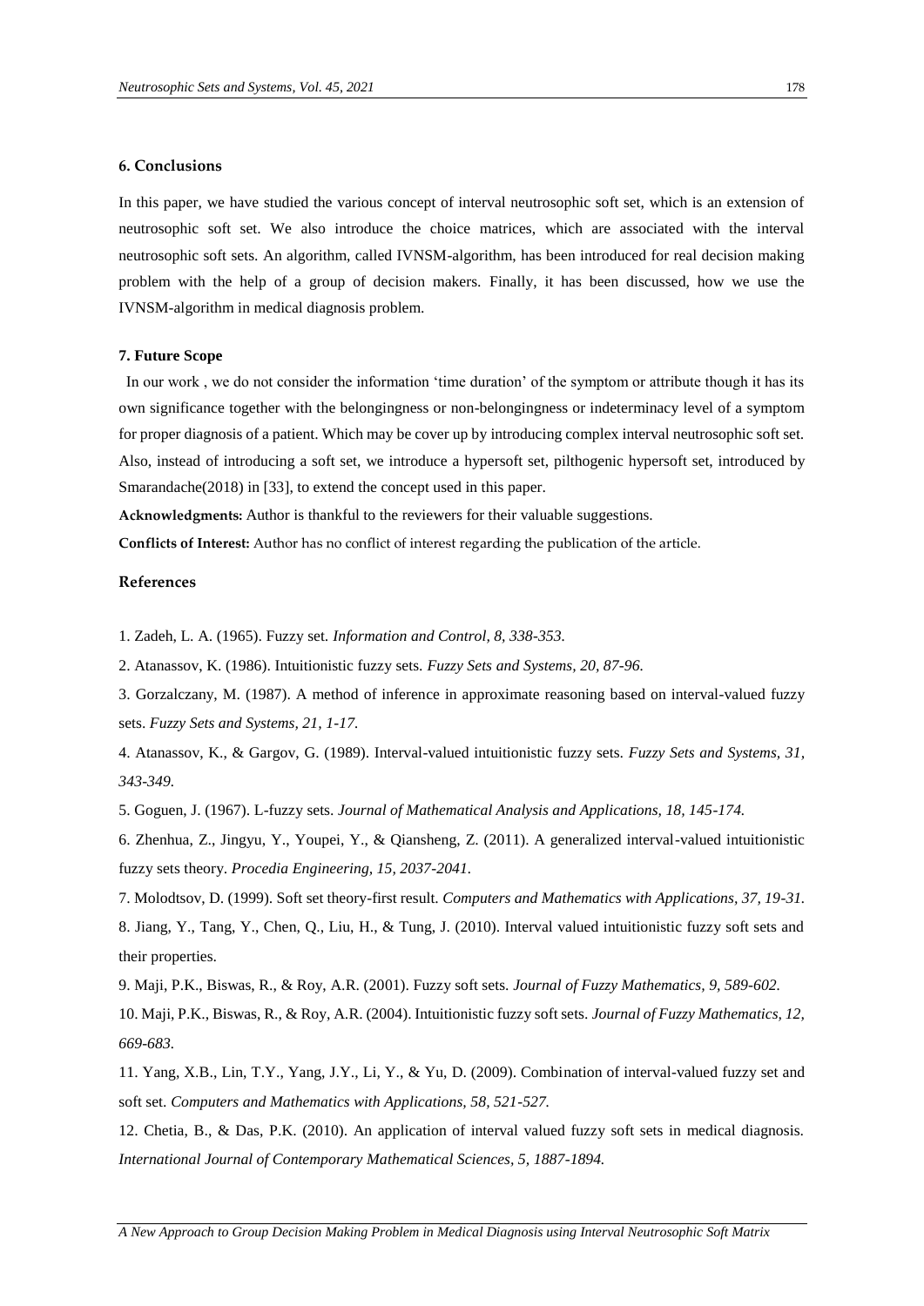### 6. Conclusions

In this paper, we have studied the various concept of interval neutrosophic soft set, which is an extension of neutrosophic soft set. We also introduce the choice matrices, which are associated with the interval neutrosophic soft sets. An algorithm, called IVNSM-algorithm, has been introduced for real decision making problem with the help of a group of decision makers. Finally, it has been discussed, how we use the IVNSM-algorithm in medical diagnosis problem.

### 7. Future Scope

In our work , we do not consider the information 'time duration' of the symptom or attribute though it has its own significance together with the belongingness or non-belongingness or indeterminacy level of a symptom for proper diagnosis of a patient. Which may be cover up by introducing complex interval neutrosophic soft set. Also, instead of introducing a soft set, we introduce a hypersoft set, pilthogenic hypersoft set, introduced by Smarandache(2018) in [33], to extend the concept used in this paper.

**Acknowledgments:** Author is thankful to the reviewers for their valuable suggestions.

**Conflicts of Interest:** Author has no conflict of interest regarding the publication of the article.

### References

1. Zadeh, L. A. (1965). Fuzzy set. *Information and Control, 8, 338-353.*
2. Atanassov, K. (1986). Intuitionistic fuzzy sets. *Fuzzy Sets and Systems, 20, 87-96.*
3. Gorzalczany, M. (1987). A method of inference in approximate reasoning based on interval-valued fuzzy sets. *Fuzzy Sets and Systems, 21, 1-17.*
4. Atanassov, K., & Gargov, G. (1989). Interval-valued intuitionistic fuzzy sets. *Fuzzy Sets and Systems, 31, 343-349.*
5. Goguen, J. (1967). L-fuzzy sets. *Journal of Mathematical Analysis and Applications, 18, 145-174.*
6. Zhenhua, Z., Jingyu, Y., Youpei, Y., & Qiansheng, Z. (2011). A generalized interval-valued intuitionistic fuzzy sets theory. *Procedia Engineering, 15, 2037-2041.*
7. Molodtsov, D. (1999). Soft set theory-first result. *Computers and Mathematics with Applications, 37, 19-31.*
8. Jiang, Y., Tang, Y., Chen, Q., Liu, H., & Tung, J. (2010). Interval valued intuitionistic fuzzy soft sets and their properties.
9. Maji, P.K., Biswas, R., & Roy, A.R. (2001). Fuzzy soft sets. *Journal of Fuzzy Mathematics, 9, 589-602.*
10. Maji, P.K., Biswas, R., & Roy, A.R. (2004). Intuitionistic fuzzy soft sets. *Journal of Fuzzy Mathematics, 12, 669-683.*
11. Yang, X.B., Lin, T.Y., Yang, J.Y., Li, Y., & Yu, D. (2009). Combination of interval-valued fuzzy set and soft set. *Computers and Mathematics with Applications, 58, 521-527.*
12. Chetia, B., & Das, P.K. (2010). An application of interval valued fuzzy soft sets in medical diagnosis. *International Journal of Contemporary Mathematical Sciences, 5, 1887-1894.*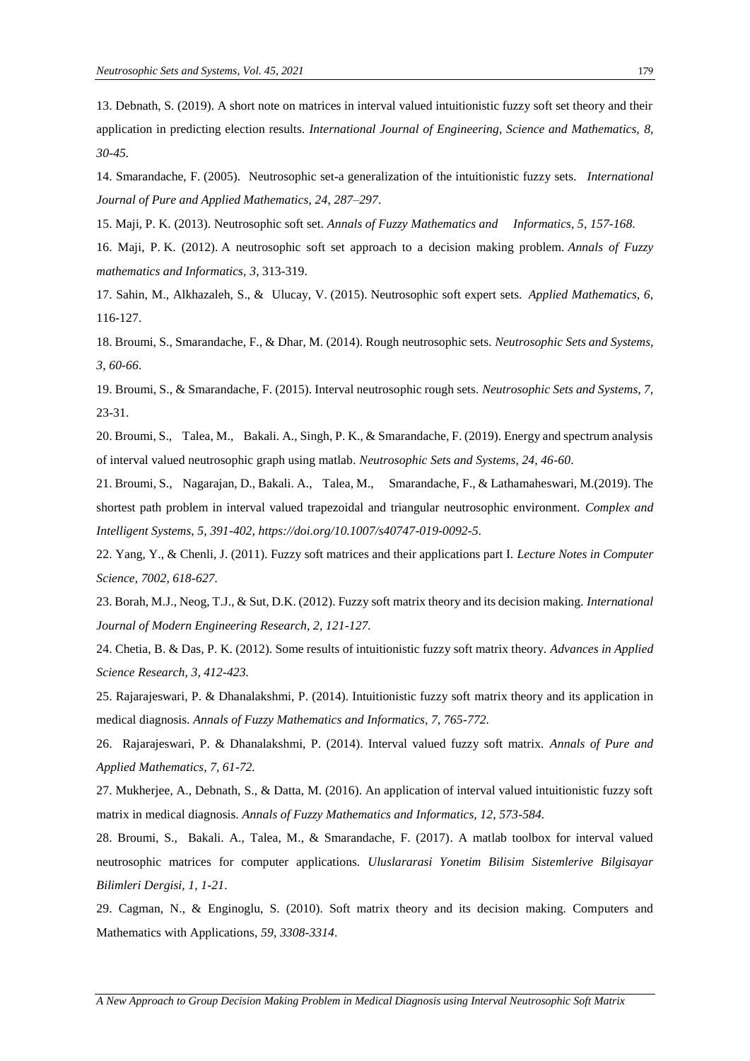13. Debnath, S. (2019). A short note on matrices in interval valued intuitionistic fuzzy soft set theory and their application in predicting election results. *International Journal of Engineering, Science and Mathematics, 8, 30-45.*

14. Smarandache, F. (2005). Neutrosophic set-a generalization of the intuitionistic fuzzy sets. *International Journal of Pure and Applied Mathematics, 24, 287–297.*

15. Maji, P. K. (2013). Neutrosophic soft set. *Annals of Fuzzy Mathematics and Informatics, 5, 157-168.*

16. Maji, P. K. (2012). A neutrosophic soft set approach to a decision making problem. *Annals of Fuzzy mathematics and Informatics, 3*, 313-319.

17. Sahin, M., Alkhazaleh, S., & Ulucay, V. (2015). Neutrosophic soft expert sets. *Applied Mathematics, 6*, 116-127.

18. Broumi, S., Smarandache, F., & Dhar, M. (2014). Rough neutrosophic sets. *Neutrosophic Sets and Systems, 3, 60-66*.

19. Broumi, S., & Smarandache, F. (2015). Interval neutrosophic rough sets. *Neutrosophic Sets and Systems, 7*, 23-31.

20. Broumi, S., Talea, M., Bakali. A., Singh, P. K., & Smarandache, F. (2019). Energy and spectrum analysis of interval valued neutrosophic graph using matlab. *Neutrosophic Sets and Systems, 24, 46-60*.

21. Broumi, S., Nagarajan, D., Bakali. A., Talea, M., Smarandache, F., & Lathamaheswari, M.(2019). The shortest path problem in interval valued trapezoidal and triangular neutrosophic environment. *Complex and Intelligent Systems, 5, 391-402, https://doi.org/10.1007/s40747-019-0092-5.*

22. Yang, Y., & Chenli, J. (2011). Fuzzy soft matrices and their applications part I. *Lecture Notes in Computer Science, 7002, 618-627.*

23. Borah, M.J., Neog, T.J., & Sut, D.K. (2012). Fuzzy soft matrix theory and its decision making. *International Journal of Modern Engineering Research, 2, 121-127.*

24. Chetia, B. & Das, P. K. (2012). Some results of intuitionistic fuzzy soft matrix theory. *Advances in Applied Science Research, 3, 412-423.*

25. Rajarajeswari, P. & Dhanalakshmi, P. (2014). Intuitionistic fuzzy soft matrix theory and its application in medical diagnosis. *Annals of Fuzzy Mathematics and Informatics, 7, 765-772.*

26. Rajarajeswari, P. & Dhanalakshmi, P. (2014). Interval valued fuzzy soft matrix. *Annals of Pure and Applied Mathematics, 7, 61-72.*

27. Mukherjee, A., Debnath, S., & Datta, M. (2016). An application of interval valued intuitionistic fuzzy soft matrix in medical diagnosis. *Annals of Fuzzy Mathematics and Informatics, 12, 573-584.*

28. Broumi, S., Bakali. A., Talea, M., & Smarandache, F. (2017). A matlab toolbox for interval valued neutrosophic matrices for computer applications. *Uluslararasi Yonetim Bilisim Sistemlerive Bilgisayar Bilimleri Dergisi, 1, 1-21.*

29. Cagman, N., & Enginoglu, S. (2010). Soft matrix theory and its decision making. Computers and Mathematics with Applications*, 59, 3308-3314.*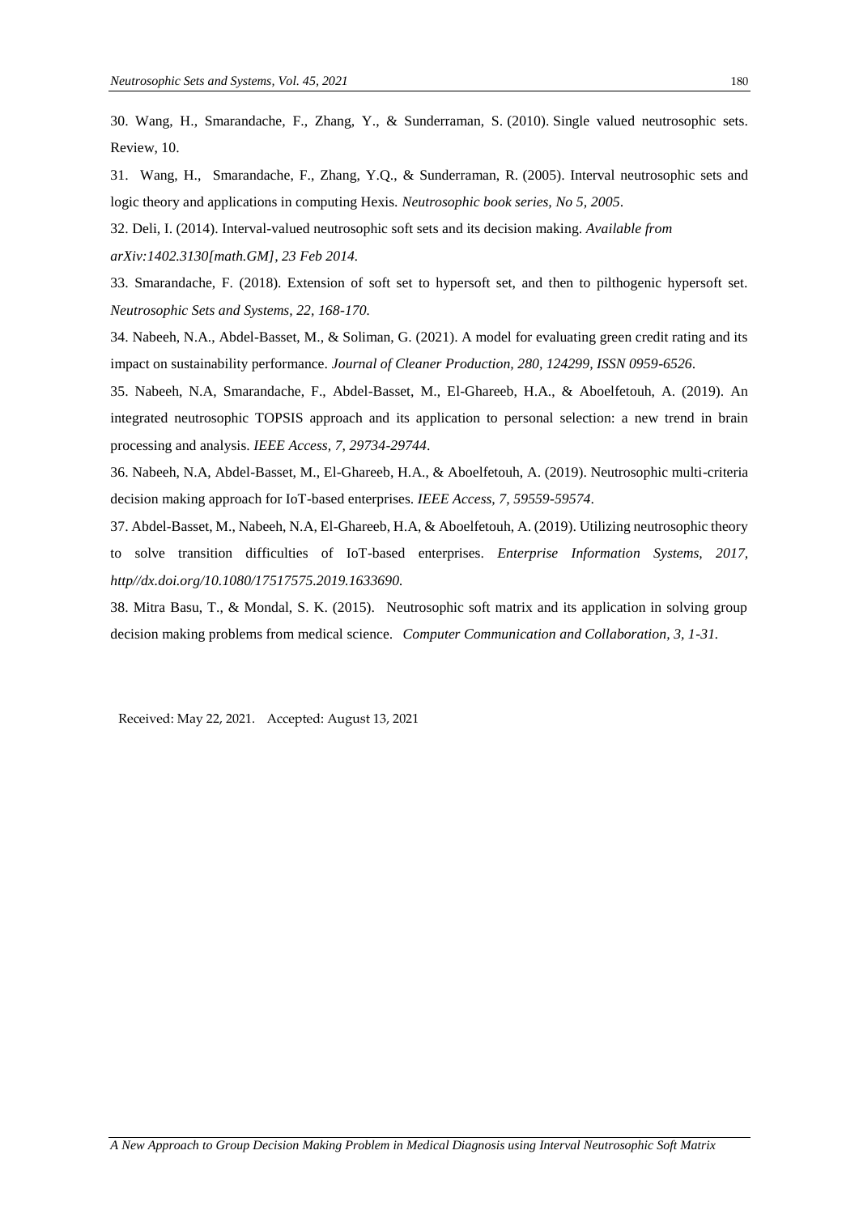30. Wang, H., Smarandache, F., Zhang, Y., & Sunderraman, S. (2010). Single valued neutrosophic sets. Review, 10.

31. Wang, H., Smarandache, F., Zhang, Y.Q., & Sunderraman, R. (2005). Interval neutrosophic sets and logic theory and applications in computing Hexis. *Neutrosophic book series, No 5, 2005*.

32. Deli, I. (2014). Interval-valued neutrosophic soft sets and its decision making. *Available from arXiv:1402.3130[math.GM], 23 Feb 2014.*

33. Smarandache, F. (2018). Extension of soft set to hypersoft set, and then to pilthogenic hypersoft set. *Neutrosophic Sets and Systems, 22, 168-170.*

34. Nabeeh, N.A., Abdel-Basset, M., & Soliman, G. (2021). A model for evaluating green credit rating and its impact on sustainability performance. *Journal of Cleaner Production, 280, 124299, ISSN 0959-6526*.

35. Nabeeh, N.A, Smarandache, F., Abdel-Basset, M., El-Ghareeb, H.A., & Aboelfetouh, A. (2019). An integrated neutrosophic TOPSIS approach and its application to personal selection: a new trend in brain processing and analysis. *IEEE Access, 7, 29734-29744*.

36. Nabeeh, N.A, Abdel-Basset, M., El-Ghareeb, H.A., & Aboelfetouh, A. (2019). Neutrosophic multi-criteria decision making approach for IoT-based enterprises. *IEEE Access, 7, 59559-59574*.

37. Abdel-Basset, M., Nabeeh, N.A, El-Ghareeb, H.A, & Aboelfetouh, A. (2019). Utilizing neutrosophic theory to solve transition difficulties of IoT-based enterprises. *Enterprise Information Systems, 2017, http//dx.doi.org/10.1080/17517575.2019.1633690.*

38. Mitra Basu, T., & Mondal, S. K. (2015). Neutrosophic soft matrix and its application in solving group decision making problems from medical science. *Computer Communication and Collaboration, 3, 1-31.*

Received: May 22, 2021. Accepted: August 13, 2021